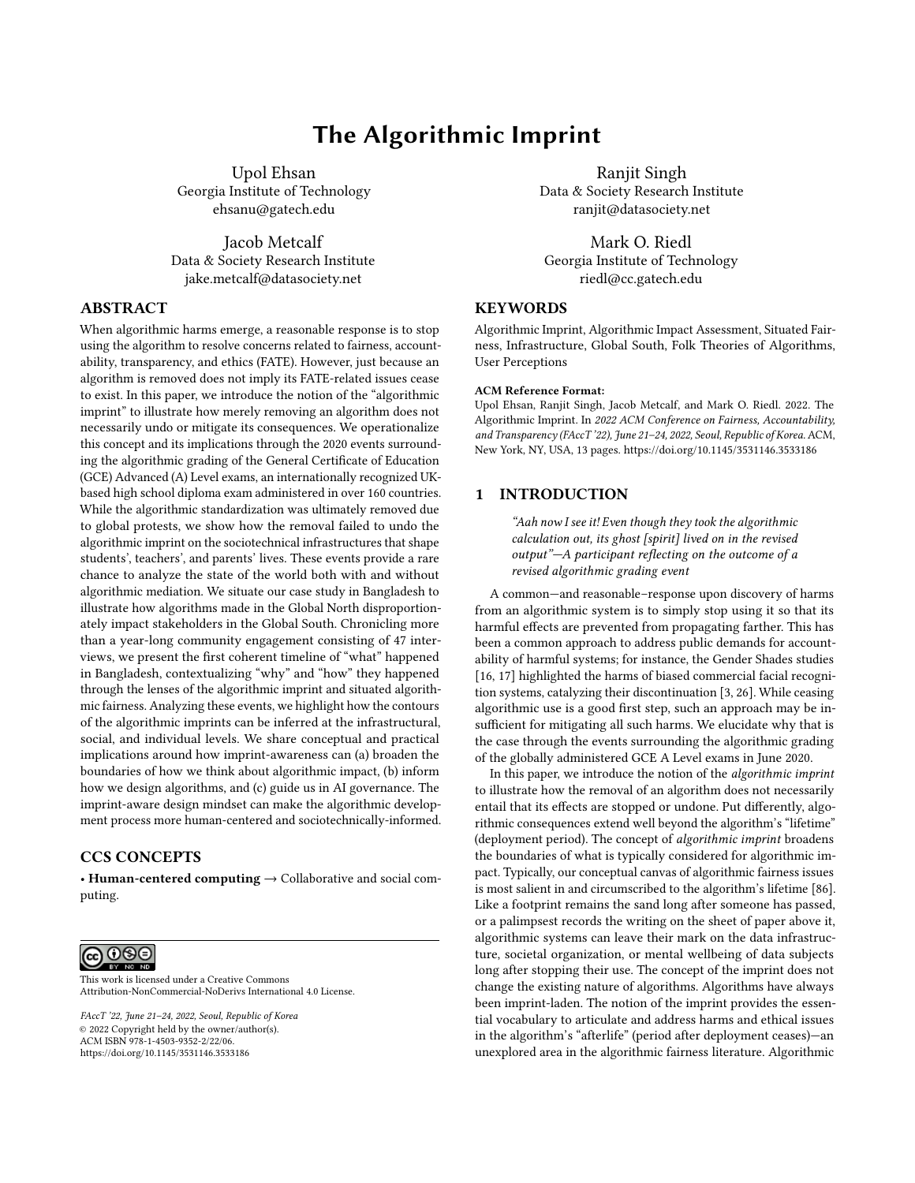# The Algorithmic Imprint

Upol Ehsan
Georgia Institute of Technology
ehsanu@gatech.edu

Ranjit Singh
Data & Society Research Institute
ranjit@datasociety.net

Jacob Metcalf
Data & Society Research Institute
jake.metcalf@datasociety.net

Mark O. Riedl
Georgia Institute of Technology
riedl@cc.gatech.edu

## ABSTRACT

When algorithmic harms emerge, a reasonable response is to stop using the algorithm to resolve concerns related to fairness, accountability, transparency, and ethics (FATE). However, just because an algorithm is removed does not imply its FATE-related issues cease to exist. In this paper, we introduce the notion of the "algorithmic imprint" to illustrate how merely removing an algorithm does not necessarily undo or mitigate its consequences. We operationalize this concept and its implications through the 2020 events surrounding the algorithmic grading of the General Certificate of Education (GCE) Advanced (A) Level exams, an internationally recognized UK-based high school diploma exam administered in over 160 countries. While the algorithmic standardization was ultimately removed due to global protests, we show how the removal failed to undo the algorithmic imprint on the sociotechnical infrastructures that shape students', teachers', and parents' lives. These events provide a rare chance to analyze the state of the world both with and without algorithmic mediation. We situate our case study in Bangladesh to illustrate how algorithms made in the Global North disproportionately impact stakeholders in the Global South. Chronicling more than a year-long community engagement consisting of 47 interviews, we present the first coherent timeline of "what" happened in Bangladesh, contextualizing "why" and "how" they happened through the lenses of the algorithmic imprint and situated algorithmic fairness. Analyzing these events, we highlight how the contours of the algorithmic imprints can be inferred at the infrastructural, social, and individual levels. We share conceptual and practical implications around how imprint-awareness can (a) broaden the boundaries of how we think about algorithmic impact, (b) inform how we design algorithms, and (c) guide us in AI governance. The imprint-aware design mindset can make the algorithmic development process more human-centered and sociotechnically-informed.

## CCS CONCEPTS

• **Human-centered computing** → Collaborative and social computing.

## KEYWORDS

Algorithmic Imprint, Algorithmic Impact Assessment, Situated Fairness, Infrastructure, Global South, Folk Theories of Algorithms, User Perceptions

**ACM Reference Format:**
Upol Ehsan, Ranjit Singh, Jacob Metcalf, and Mark O. Riedl. 2022. The Algorithmic Imprint. In *2022 ACM Conference on Fairness, Accountability, and Transparency (FAccT '22), June 21–24, 2022, Seoul, Republic of Korea.* ACM, New York, NY, USA, 13 pages. https://doi.org/10.1145/3531146.3533186

This work is licensed under a Creative Commons Attribution-NonCommercial-NoDerivs International 4.0 License.

*FAccT '22, June 21–24, 2022, Seoul, Republic of Korea*
© 2022 Copyright held by the owner/author(s).
ACM ISBN 978-1-4503-9352-2/22/06.
https://doi.org/10.1145/3531146.3533186

## 1 INTRODUCTION

> *"Aah now I see it! Even though they took the algorithmic calculation out, its ghost [spirit] lived on in the revised output"—A participant reflecting on the outcome of a revised algorithmic grading event*

A common—and reasonable–response upon discovery of harms from an algorithmic system is to simply stop using it so that its harmful effects are prevented from propagating farther. This has been a common approach to address public demands for accountability of harmful systems; for instance, the Gender Shades studies [16, 17] highlighted the harms of biased commercial facial recognition systems, catalyzing their discontinuation [3, 26]. While ceasing algorithmic use is a good first step, such an approach may be insufficient for mitigating all such harms. We elucidate why that is the case through the events surrounding the algorithmic grading of the globally administered GCE A Level exams in June 2020.

In this paper, we introduce the notion of the *algorithmic imprint* to illustrate how the removal of an algorithm does not necessarily entail that its effects are stopped or undone. Put differently, algorithmic consequences extend well beyond the algorithm's "lifetime" (deployment period). The concept of *algorithmic imprint* broadens the boundaries of what is typically considered for algorithmic impact. Typically, our conceptual canvas of algorithmic fairness issues is most salient in and circumscribed to the algorithm's lifetime [86]. Like a footprint remains the sand long after someone has passed, or a palimpsest records the writing on the sheet of paper above it, algorithmic systems can leave their mark on the data infrastructure, societal organization, or mental wellbeing of data subjects long after stopping their use. The concept of the imprint does not change the existing nature of algorithms. Algorithms have always been imprint-laden. The notion of the imprint provides the essential vocabulary to articulate and address harms and ethical issues in the algorithm's "afterlife" (period after deployment ceases)—an unexplored area in the algorithmic fairness literature. Algorithmic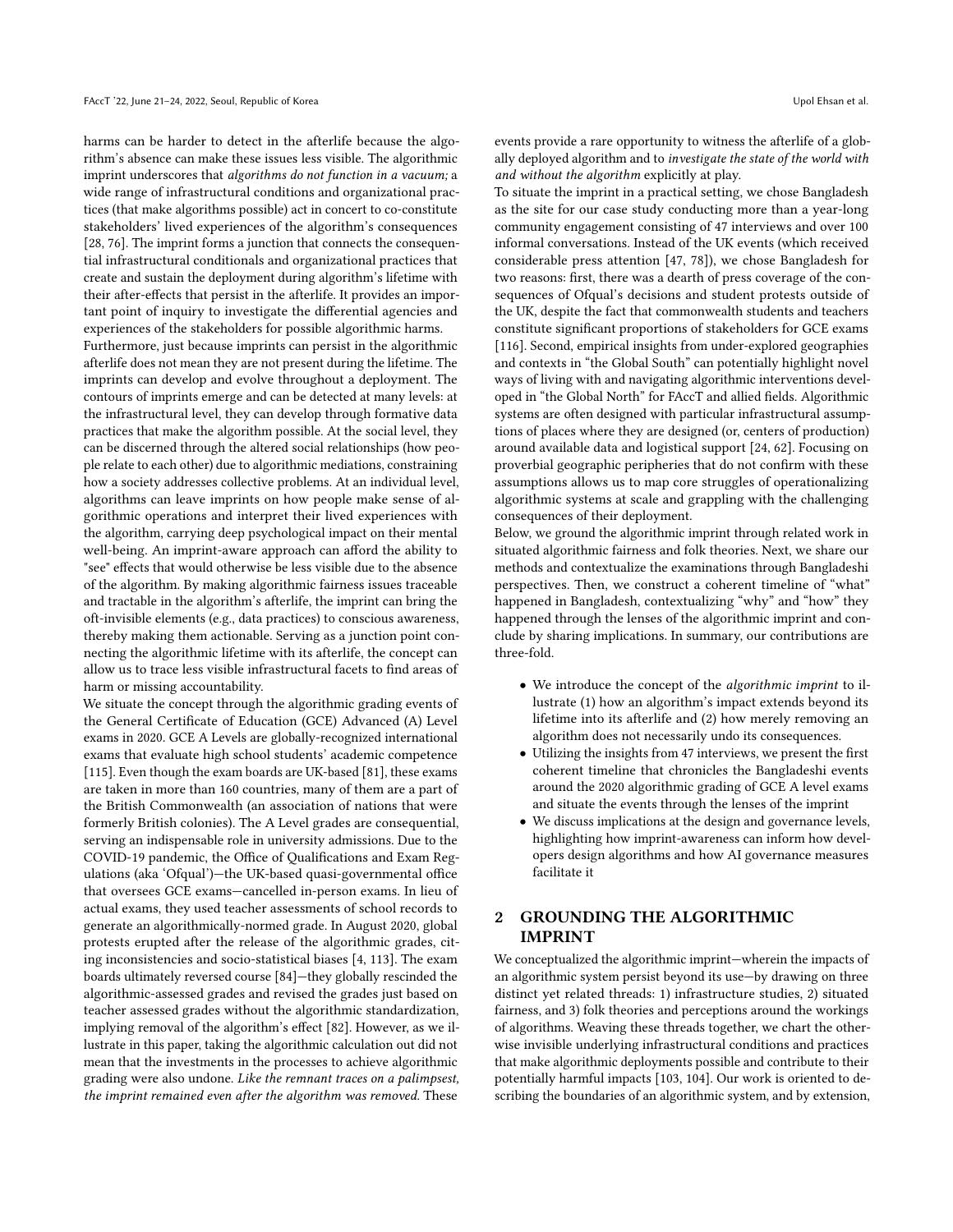harms can be harder to detect in the afterlife because the algorithm's absence can make these issues less visible. The algorithmic imprint underscores that *algorithms do not function in a vacuum;* a wide range of infrastructural conditions and organizational practices (that make algorithms possible) act in concert to co-constitute stakeholders' lived experiences of the algorithm's consequences [28, 76]. The imprint forms a junction that connects the consequential infrastructural conditionals and organizational practices that create and sustain the deployment during algorithm's lifetime with their after-effects that persist in the afterlife. It provides an important point of inquiry to investigate the differential agencies and experiences of the stakeholders for possible algorithmic harms.

Furthermore, just because imprints can persist in the algorithmic afterlife does not mean they are not present during the lifetime. The imprints can develop and evolve throughout a deployment. The contours of imprints emerge and can be detected at many levels: at the infrastructural level, they can develop through formative data practices that make the algorithm possible. At the social level, they can be discerned through the altered social relationships (how people relate to each other) due to algorithmic mediations, constraining how a society addresses collective problems. At an individual level, algorithms can leave imprints on how people make sense of algorithmic operations and interpret their lived experiences with the algorithm, carrying deep psychological impact on their mental well-being. An imprint-aware approach can afford the ability to "see" effects that would otherwise be less visible due to the absence of the algorithm. By making algorithmic fairness issues traceable and tractable in the algorithm's afterlife, the imprint can bring the oft-invisible elements (e.g., data practices) to conscious awareness, thereby making them actionable. Serving as a junction point connecting the algorithmic lifetime with its afterlife, the concept can allow us to trace less visible infrastructural facets to find areas of harm or missing accountability.

We situate the concept through the algorithmic grading events of the General Certificate of Education (GCE) Advanced (A) Level exams in 2020. GCE A Levels are globally-recognized international exams that evaluate high school students' academic competence [115]. Even though the exam boards are UK-based [81], these exams are taken in more than 160 countries, many of them are a part of the British Commonwealth (an association of nations that were formerly British colonies). The A Level grades are consequential, serving an indispensable role in university admissions. Due to the COVID-19 pandemic, the Office of Qualifications and Exam Regulations (aka 'Ofqual')—the UK-based quasi-governmental office that oversees GCE exams—cancelled in-person exams. In lieu of actual exams, they used teacher assessments of school records to generate an algorithmically-normed grade. In August 2020, global protests erupted after the release of the algorithmic grades, citing inconsistencies and socio-statistical biases [4, 113]. The exam boards ultimately reversed course [84]—they globally rescinded the algorithmic-assessed grades and revised the grades just based on teacher assessed grades without the algorithmic standardization, implying removal of the algorithm's effect [82]. However, as we illustrate in this paper, taking the algorithmic calculation out did not mean that the investments in the processes to achieve algorithmic grading were also undone. *Like the remnant traces on a palimpsest, the imprint remained even after the algorithm was removed.* These events provide a rare opportunity to witness the afterlife of a globally deployed algorithm and to *investigate the state of the world with and without the algorithm* explicitly at play.

To situate the imprint in a practical setting, we chose Bangladesh as the site for our case study conducting more than a year-long community engagement consisting of 47 interviews and over 100 informal conversations. Instead of the UK events (which received considerable press attention [47, 78]), we chose Bangladesh for two reasons: first, there was a dearth of press coverage of the consequences of Ofqual's decisions and student protests outside of the UK, despite the fact that commonwealth students and teachers constitute significant proportions of stakeholders for GCE exams [116]. Second, empirical insights from under-explored geographies and contexts in "the Global South" can potentially highlight novel ways of living with and navigating algorithmic interventions developed in "the Global North" for FAccT and allied fields. Algorithmic systems are often designed with particular infrastructural assumptions of places where they are designed (or, centers of production) around available data and logistical support [24, 62]. Focusing on proverbial geographic peripheries that do not confirm with these assumptions allows us to map core struggles of operationalizing algorithmic systems at scale and grappling with the challenging consequences of their deployment.

Below, we ground the algorithmic imprint through related work in situated algorithmic fairness and folk theories. Next, we share our methods and contextualize the examinations through Bangladeshi perspectives. Then, we construct a coherent timeline of "what" happened in Bangladesh, contextualizing "why" and "how" they happened through the lenses of the algorithmic imprint and conclude by sharing implications. In summary, our contributions are three-fold.

- We introduce the concept of the *algorithmic imprint* to illustrate (1) how an algorithm's impact extends beyond its lifetime into its afterlife and (2) how merely removing an algorithm does not necessarily undo its consequences.
- Utilizing the insights from 47 interviews, we present the first coherent timeline that chronicles the Bangladeshi events around the 2020 algorithmic grading of GCE A level exams and situate the events through the lenses of the imprint
- We discuss implications at the design and governance levels, highlighting how imprint-awareness can inform how developers design algorithms and how AI governance measures facilitate it

## 2 GROUNDING THE ALGORITHMIC IMPRINT

We conceptualized the algorithmic imprint—wherein the impacts of an algorithmic system persist beyond its use—by drawing on three distinct yet related threads: 1) infrastructure studies, 2) situated fairness, and 3) folk theories and perceptions around the workings of algorithms. Weaving these threads together, we chart the otherwise invisible underlying infrastructural conditions and practices that make algorithmic deployments possible and contribute to their potentially harmful impacts [103, 104]. Our work is oriented to describing the boundaries of an algorithmic system, and by extension,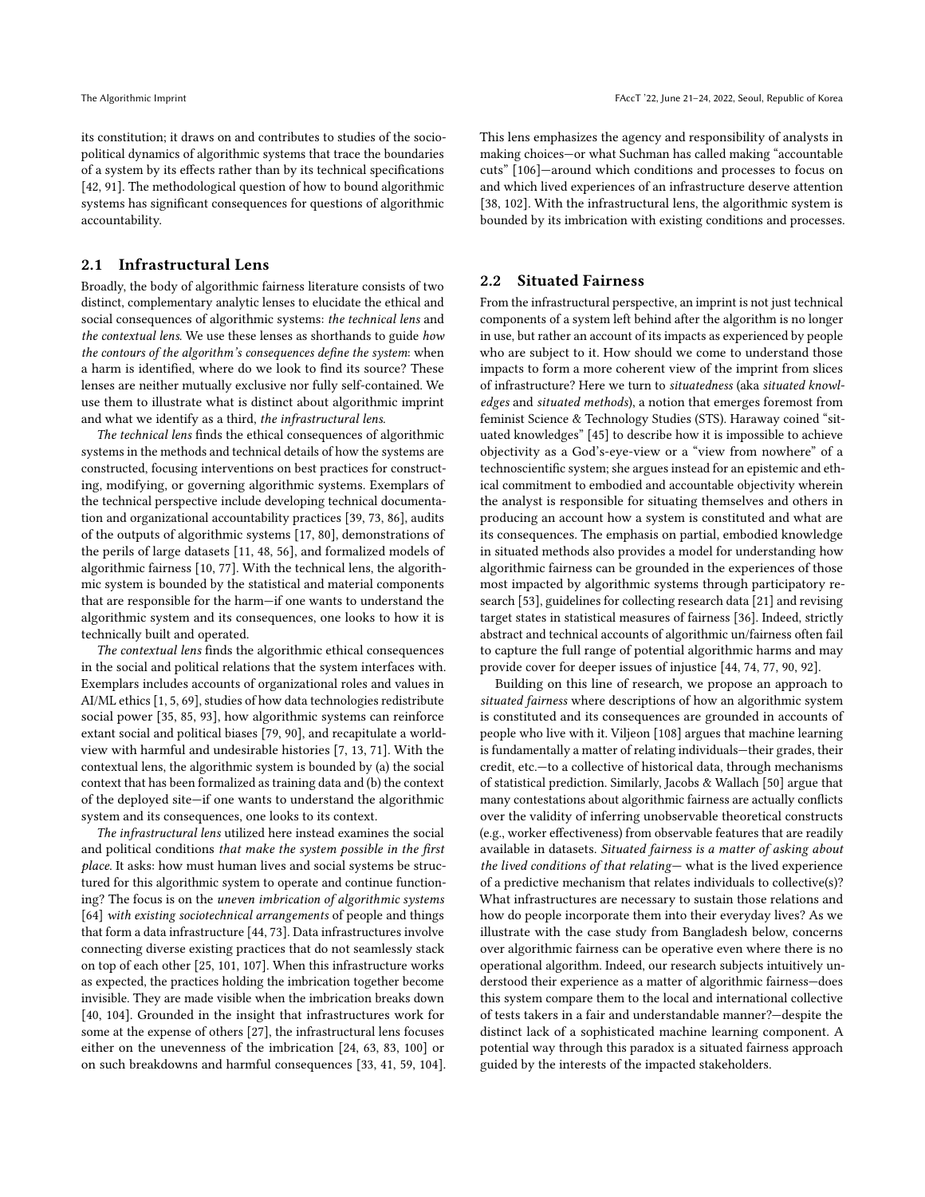its constitution; it draws on and contributes to studies of the socio-political dynamics of algorithmic systems that trace the boundaries of a system by its effects rather than by its technical specifications [42, 91]. The methodological question of how to bound algorithmic systems has significant consequences for questions of algorithmic accountability.

## 2.1 Infrastructural Lens

Broadly, the body of algorithmic fairness literature consists of two distinct, complementary analytic lenses to elucidate the ethical and social consequences of algorithmic systems: *the technical lens* and *the contextual lens*. We use these lenses as shorthands to guide *how the contours of the algorithm's consequences define the system*: when a harm is identified, where do we look to find its source? These lenses are neither mutually exclusive nor fully self-contained. We use them to illustrate what is distinct about algorithmic imprint and what we identify as a third, *the infrastructural lens*.

*The technical lens* finds the ethical consequences of algorithmic systems in the methods and technical details of how the systems are constructed, focusing interventions on best practices for constructing, modifying, or governing algorithmic systems. Exemplars of the technical perspective include developing technical documentation and organizational accountability practices [39, 73, 86], audits of the outputs of algorithmic systems [17, 80], demonstrations of the perils of large datasets [11, 48, 56], and formalized models of algorithmic fairness [10, 77]. With the technical lens, the algorithmic system is bounded by the statistical and material components that are responsible for the harm—if one wants to understand the algorithmic system and its consequences, one looks to how it is technically built and operated.

*The contextual lens* finds the algorithmic ethical consequences in the social and political relations that the system interfaces with. Exemplars includes accounts of organizational roles and values in AI/ML ethics [1, 5, 69], studies of how data technologies redistribute social power [35, 85, 93], how algorithmic systems can reinforce extant social and political biases [79, 90], and recapitulate a worldview with harmful and undesirable histories [7, 13, 71]. With the contextual lens, the algorithmic system is bounded by (a) the social context that has been formalized as training data and (b) the context of the deployed site—if one wants to understand the algorithmic system and its consequences, one looks to its context.

*The infrastructural lens* utilized here instead examines the social and political conditions *that make the system possible in the first place*. It asks: how must human lives and social systems be structured for this algorithmic system to operate and continue functioning? The focus is on the *uneven imbrication of algorithmic systems* [64] *with existing sociotechnical arrangements* of people and things that form a data infrastructure [44, 73]. Data infrastructures involve connecting diverse existing practices that do not seamlessly stack on top of each other [25, 101, 107]. When this infrastructure works as expected, the practices holding the imbrication together become invisible. They are made visible when the imbrication breaks down [40, 104]. Grounded in the insight that infrastructures work for some at the expense of others [27], the infrastructural lens focuses either on the unevenness of the imbrication [24, 63, 83, 100] or on such breakdowns and harmful consequences [33, 41, 59, 104]. This lens emphasizes the agency and responsibility of analysts in making choices—or what Suchman has called making "accountable cuts" [106]—around which conditions and processes to focus on and which lived experiences of an infrastructure deserve attention [38, 102]. With the infrastructural lens, the algorithmic system is bounded by its imbrication with existing conditions and processes.

## 2.2 Situated Fairness

From the infrastructural perspective, an imprint is not just technical components of a system left behind after the algorithm is no longer in use, but rather an account of its impacts as experienced by people who are subject to it. How should we come to understand those impacts to form a more coherent view of the imprint from slices of infrastructure? Here we turn to *situatedness* (aka *situated knowledges* and *situated methods*), a notion that emerges foremost from feminist Science & Technology Studies (STS). Haraway coined "situated knowledges" [45] to describe how it is impossible to achieve objectivity as a God's-eye-view or a "view from nowhere" of a technoscientific system; she argues instead for an epistemic and ethical commitment to embodied and accountable objectivity wherein the analyst is responsible for situating themselves and others in producing an account how a system is constituted and what are its consequences. The emphasis on partial, embodied knowledge in situated methods also provides a model for understanding how algorithmic fairness can be grounded in the experiences of those most impacted by algorithmic systems through participatory research [53], guidelines for collecting research data [21] and revising target states in statistical measures of fairness [36]. Indeed, strictly abstract and technical accounts of algorithmic un/fairness often fail to capture the full range of potential algorithmic harms and may provide cover for deeper issues of injustice [44, 74, 77, 90, 92].

Building on this line of research, we propose an approach to *situated fairness* where descriptions of how an algorithmic system is constituted and its consequences are grounded in accounts of people who live with it. Viljeon [108] argues that machine learning is fundamentally a matter of relating individuals—their grades, their credit, etc.—to a collective of historical data, through mechanisms of statistical prediction. Similarly, Jacobs & Wallach [50] argue that many contestations about algorithmic fairness are actually conflicts over the validity of inferring unobservable theoretical constructs (e.g., worker effectiveness) from observable features that are readily available in datasets. *Situated fairness is a matter of asking about the lived conditions of that relating*— what is the lived experience of a predictive mechanism that relates individuals to collective(s)? What infrastructures are necessary to sustain those relations and how do people incorporate them into their everyday lives? As we illustrate with the case study from Bangladesh below, concerns over algorithmic fairness can be operative even where there is no operational algorithm. Indeed, our research subjects intuitively understood their experience as a matter of algorithmic fairness—does this system compare them to the local and international collective of tests takers in a fair and understandable manner?—despite the distinct lack of a sophisticated machine learning component. A potential way through this paradox is a situated fairness approach guided by the interests of the impacted stakeholders.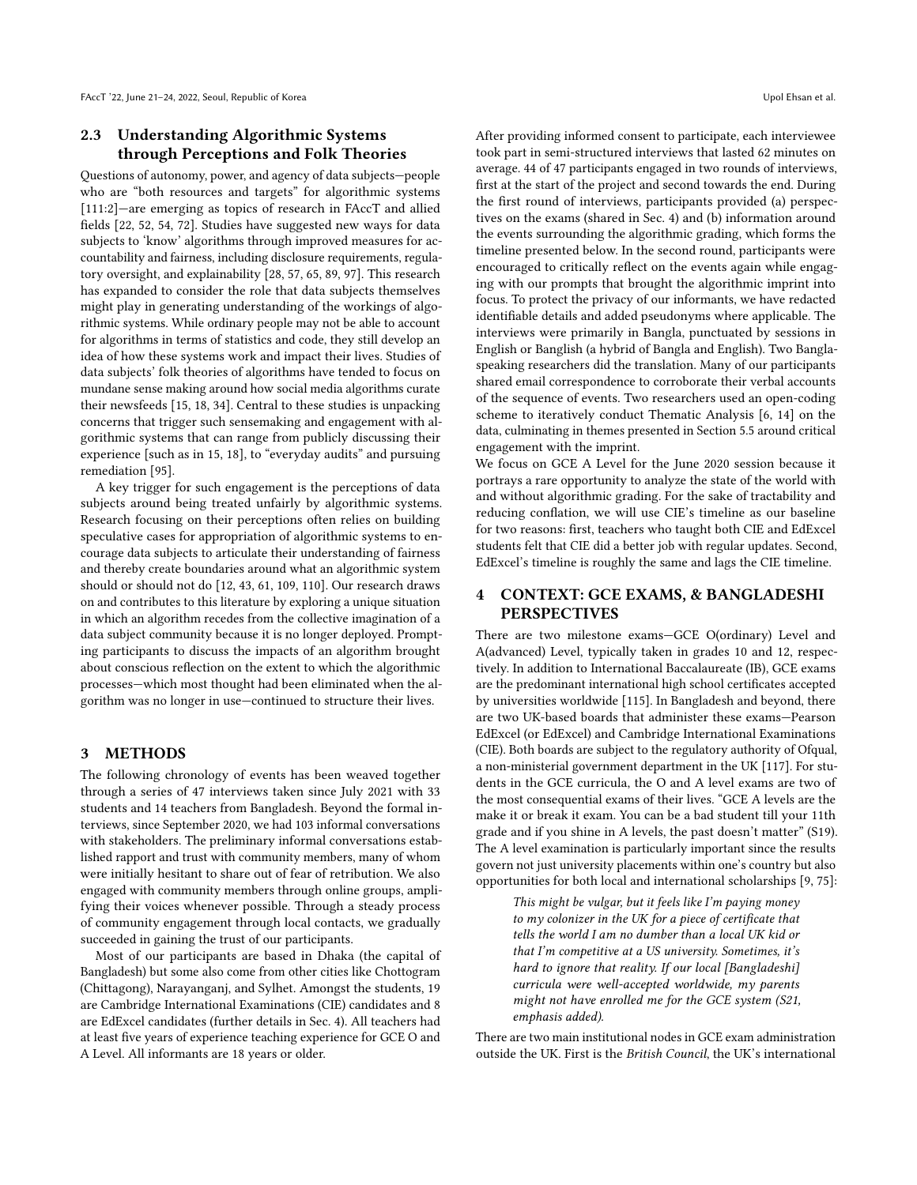## 2.3 Understanding Algorithmic Systems through Perceptions and Folk Theories

Questions of autonomy, power, and agency of data subjects—people who are "both resources and targets" for algorithmic systems [111:2]—are emerging as topics of research in FAccT and allied fields [22, 52, 54, 72]. Studies have suggested new ways for data subjects to 'know' algorithms through improved measures for accountability and fairness, including disclosure requirements, regulatory oversight, and explainability [28, 57, 65, 89, 97]. This research has expanded to consider the role that data subjects themselves might play in generating understanding of the workings of algorithmic systems. While ordinary people may not be able to account for algorithms in terms of statistics and code, they still develop an idea of how these systems work and impact their lives. Studies of data subjects' folk theories of algorithms have tended to focus on mundane sense making around how social media algorithms curate their newsfeeds [15, 18, 34]. Central to these studies is unpacking concerns that trigger such sensemaking and engagement with algorithmic systems that can range from publicly discussing their experience [such as in 15, 18], to "everyday audits" and pursuing remediation [95].

A key trigger for such engagement is the perceptions of data subjects around being treated unfairly by algorithmic systems. Research focusing on their perceptions often relies on building speculative cases for appropriation of algorithmic systems to encourage data subjects to articulate their understanding of fairness and thereby create boundaries around what an algorithmic system should or should not do [12, 43, 61, 109, 110]. Our research draws on and contributes to this literature by exploring a unique situation in which an algorithm recedes from the collective imagination of a data subject community because it is no longer deployed. Prompting participants to discuss the impacts of an algorithm brought about conscious reflection on the extent to which the algorithmic processes—which most thought had been eliminated when the algorithm was no longer in use—continued to structure their lives.

# 3 METHODS

The following chronology of events has been weaved together through a series of 47 interviews taken since July 2021 with 33 students and 14 teachers from Bangladesh. Beyond the formal interviews, since September 2020, we had 103 informal conversations with stakeholders. The preliminary informal conversations established rapport and trust with community members, many of whom were initially hesitant to share out of fear of retribution. We also engaged with community members through online groups, amplifying their voices whenever possible. Through a steady process of community engagement through local contacts, we gradually succeeded in gaining the trust of our participants.

Most of our participants are based in Dhaka (the capital of Bangladesh) but some also come from other cities like Chottogram (Chittagong), Narayanganj, and Sylhet. Amongst the students, 19 are Cambridge International Examinations (CIE) candidates and 8 are EdExcel candidates (further details in Sec. 4). All teachers had at least five years of experience teaching experience for GCE O and A Level. All informants are 18 years or older.

After providing informed consent to participate, each interviewee took part in semi-structured interviews that lasted 62 minutes on average. 44 of 47 participants engaged in two rounds of interviews, first at the start of the project and second towards the end. During the first round of interviews, participants provided (a) perspectives on the exams (shared in Sec. 4) and (b) information around the events surrounding the algorithmic grading, which forms the timeline presented below. In the second round, participants were encouraged to critically reflect on the events again while engaging with our prompts that brought the algorithmic imprint into focus. To protect the privacy of our informants, we have redacted identifiable details and added pseudonyms where applicable. The interviews were primarily in Bangla, punctuated by sessions in English or Banglish (a hybrid of Bangla and English). Two Bangla-speaking researchers did the translation. Many of our participants shared email correspondence to corroborate their verbal accounts of the sequence of events. Two researchers used an open-coding scheme to iteratively conduct Thematic Analysis [6, 14] on the data, culminating in themes presented in Section 5.5 around critical engagement with the imprint.

We focus on GCE A Level for the June 2020 session because it portrays a rare opportunity to analyze the state of the world with and without algorithmic grading. For the sake of tractability and reducing conflation, we will use CIE's timeline as our baseline for two reasons: first, teachers who taught both CIE and EdExcel students felt that CIE did a better job with regular updates. Second, EdExcel's timeline is roughly the same and lags the CIE timeline.

# 4 CONTEXT: GCE EXAMS, & BANGLADESHI PERSPECTIVES

There are two milestone exams—GCE O(ordinary) Level and A(advanced) Level, typically taken in grades 10 and 12, respectively. In addition to International Baccalaureate (IB), GCE exams are the predominant international high school certificates accepted by universities worldwide [115]. In Bangladesh and beyond, there are two UK-based boards that administer these exams—Pearson EdExcel (or EdExcel) and Cambridge International Examinations (CIE). Both boards are subject to the regulatory authority of Ofqual, a non-ministerial government department in the UK [117]. For students in the GCE curricula, the O and A level exams are two of the most consequential exams of their lives. "GCE A levels are the make it or break it exam. You can be a bad student till your 11th grade and if you shine in A levels, the past doesn't matter" (S19). The A level examination is particularly important since the results govern not just university placements within one's country but also opportunities for both local and international scholarships [9, 75]:

> *This might be vulgar, but it feels like I'm paying money to my colonizer in the UK for a piece of certificate that tells the world I am no dumber than a local UK kid or that I'm competitive at a US university. Sometimes, it's hard to ignore that reality. If our local [Bangladeshi] curricula were well-accepted worldwide, my parents might not have enrolled me for the GCE system (S21, emphasis added).*

There are two main institutional nodes in GCE exam administration outside the UK. First is the *British Council*, the UK's international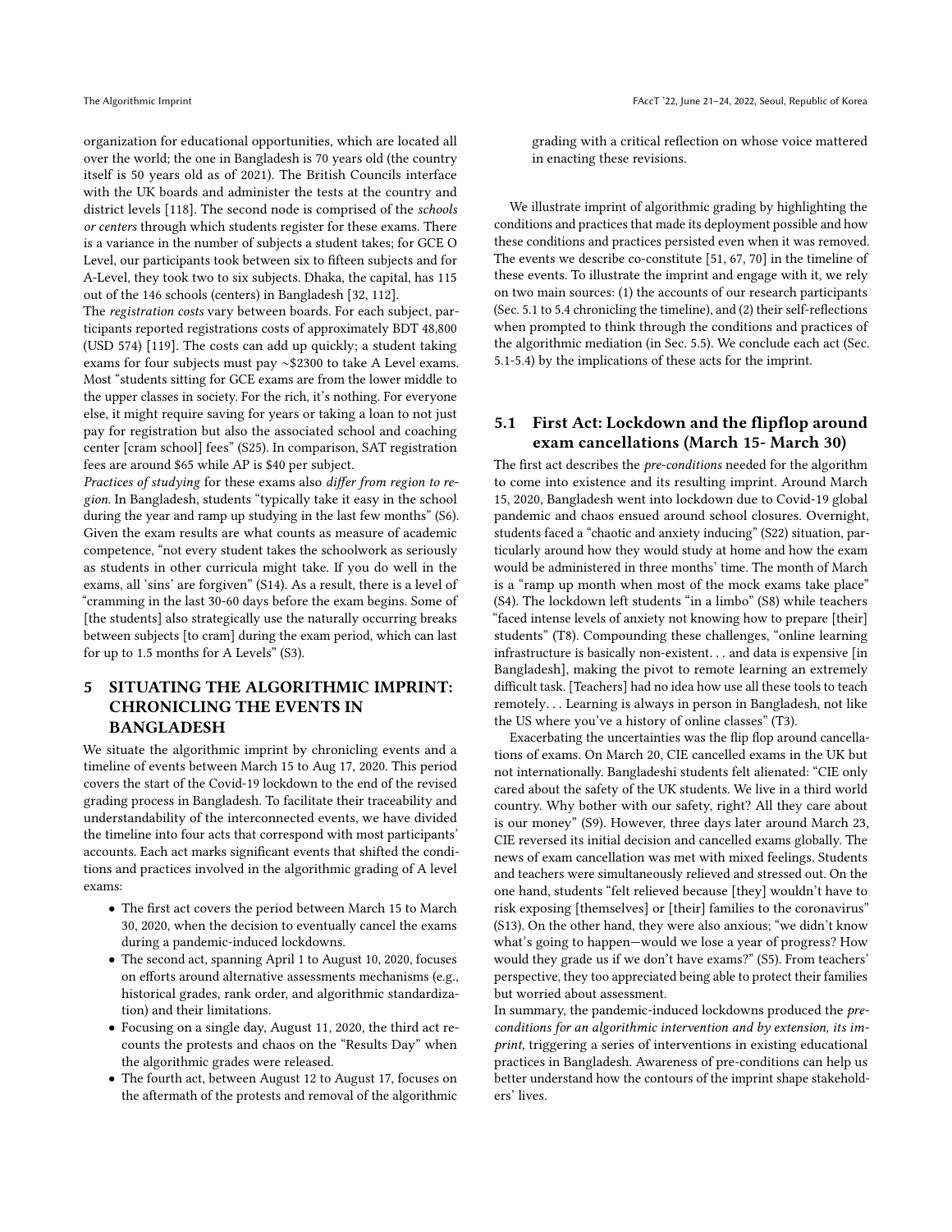organization for educational opportunities, which are located all over the world; the one in Bangladesh is 70 years old (the country itself is 50 years old as of 2021). The British Councils interface with the UK boards and administer the tests at the country and district levels [118]. The second node is comprised of the *schools or centers* through which students register for these exams. There is a variance in the number of subjects a student takes; for GCE O Level, our participants took between six to fifteen subjects and for A-Level, they took two to six subjects. Dhaka, the capital, has 115 out of the 146 schools (centers) in Bangladesh [32, 112].

The *registration costs* vary between boards. For each subject, participants reported registrations costs of approximately BDT 48,800 (USD 574) [119]. The costs can add up quickly; a student taking exams for four subjects must pay ~$2300 to take A Level exams. Most "students sitting for GCE exams are from the lower middle to the upper classes in society. For the rich, it's nothing. For everyone else, it might require saving for years or taking a loan to not just pay for registration but also the associated school and coaching center [cram school] fees" (S25). In comparison, SAT registration fees are around $65 while AP is $40 per subject.

*Practices of studying* for these exams also *differ from region to region.* In Bangladesh, students "typically take it easy in the school during the year and ramp up studying in the last few months" (S6). Given the exam results are what counts as measure of academic competence, "not every student takes the schoolwork as seriously as students in other curricula might take. If you do well in the exams, all 'sins' are forgiven" (S14). As a result, there is a level of "cramming in the last 30-60 days before the exam begins. Some of [the students] also strategically use the naturally occurring breaks between subjects [to cram] during the exam period, which can last for up to 1.5 months for A Levels" (S3).

# 5 SITUATING THE ALGORITHMIC IMPRINT: CHRONICLING THE EVENTS IN BANGLADESH

We situate the algorithmic imprint by chronicling events and a timeline of events between March 15 to Aug 17, 2020. This period covers the start of the Covid-19 lockdown to the end of the revised grading process in Bangladesh. To facilitate their traceability and understandability of the interconnected events, we have divided the timeline into four acts that correspond with most participants' accounts. Each act marks significant events that shifted the conditions and practices involved in the algorithmic grading of A level exams:

- The first act covers the period between March 15 to March 30, 2020, when the decision to eventually cancel the exams during a pandemic-induced lockdowns.
- The second act, spanning April 1 to August 10, 2020, focuses on efforts around alternative assessments mechanisms (e.g., historical grades, rank order, and algorithmic standardization) and their limitations.
- Focusing on a single day, August 11, 2020, the third act recounts the protests and chaos on the "Results Day" when the algorithmic grades were released.
- The fourth act, between August 12 to August 17, focuses on the aftermath of the protests and removal of the algorithmic grading with a critical reflection on whose voice mattered in enacting these revisions.

We illustrate imprint of algorithmic grading by highlighting the conditions and practices that made its deployment possible and how these conditions and practices persisted even when it was removed. The events we describe co-constitute [51, 67, 70] in the timeline of these events. To illustrate the imprint and engage with it, we rely on two main sources: (1) the accounts of our research participants (Sec. 5.1 to 5.4 chronicling the timeline), and (2) their self-reflections when prompted to think through the conditions and practices of the algorithmic mediation (in Sec. 5.5). We conclude each act (Sec. 5.1-5.4) by the implications of these acts for the imprint.

## 5.1 First Act: Lockdown and the flipflop around exam cancellations (March 15- March 30)

The first act describes the *pre-conditions* needed for the algorithm to come into existence and its resulting imprint. Around March 15, 2020, Bangladesh went into lockdown due to Covid-19 global pandemic and chaos ensued around school closures. Overnight, students faced a "chaotic and anxiety inducing" (S22) situation, particularly around how they would study at home and how the exam would be administered in three months' time. The month of March is a "ramp up month when most of the mock exams take place" (S4). The lockdown left students "in a limbo" (S8) while teachers "faced intense levels of anxiety not knowing how to prepare [their] students" (T8). Compounding these challenges, "online learning infrastructure is basically non-existent. . . and data is expensive [in Bangladesh], making the pivot to remote learning an extremely difficult task. [Teachers] had no idea how use all these tools to teach remotely. . . Learning is always in person in Bangladesh, not like the US where you've a history of online classes" (T3).

Exacerbating the uncertainties was the flip flop around cancellations of exams. On March 20, CIE cancelled exams in the UK but not internationally. Bangladeshi students felt alienated: "CIE only cared about the safety of the UK students. We live in a third world country. Why bother with our safety, right? All they care about is our money" (S9). However, three days later around March 23, CIE reversed its initial decision and cancelled exams globally. The news of exam cancellation was met with mixed feelings. Students and teachers were simultaneously relieved and stressed out. On the one hand, students "felt relieved because [they] wouldn't have to risk exposing [themselves] or [their] families to the coronavirus" (S13). On the other hand, they were also anxious; "we didn't know what's going to happen—would we lose a year of progress? How would they grade us if we don't have exams?" (S5). From teachers' perspective, they too appreciated being able to protect their families but worried about assessment.

In summary, the pandemic-induced lockdowns produced the *preconditions for an algorithmic intervention and by extension, its imprint,* triggering a series of interventions in existing educational practices in Bangladesh. Awareness of pre-conditions can help us better understand how the contours of the imprint shape stakeholders' lives.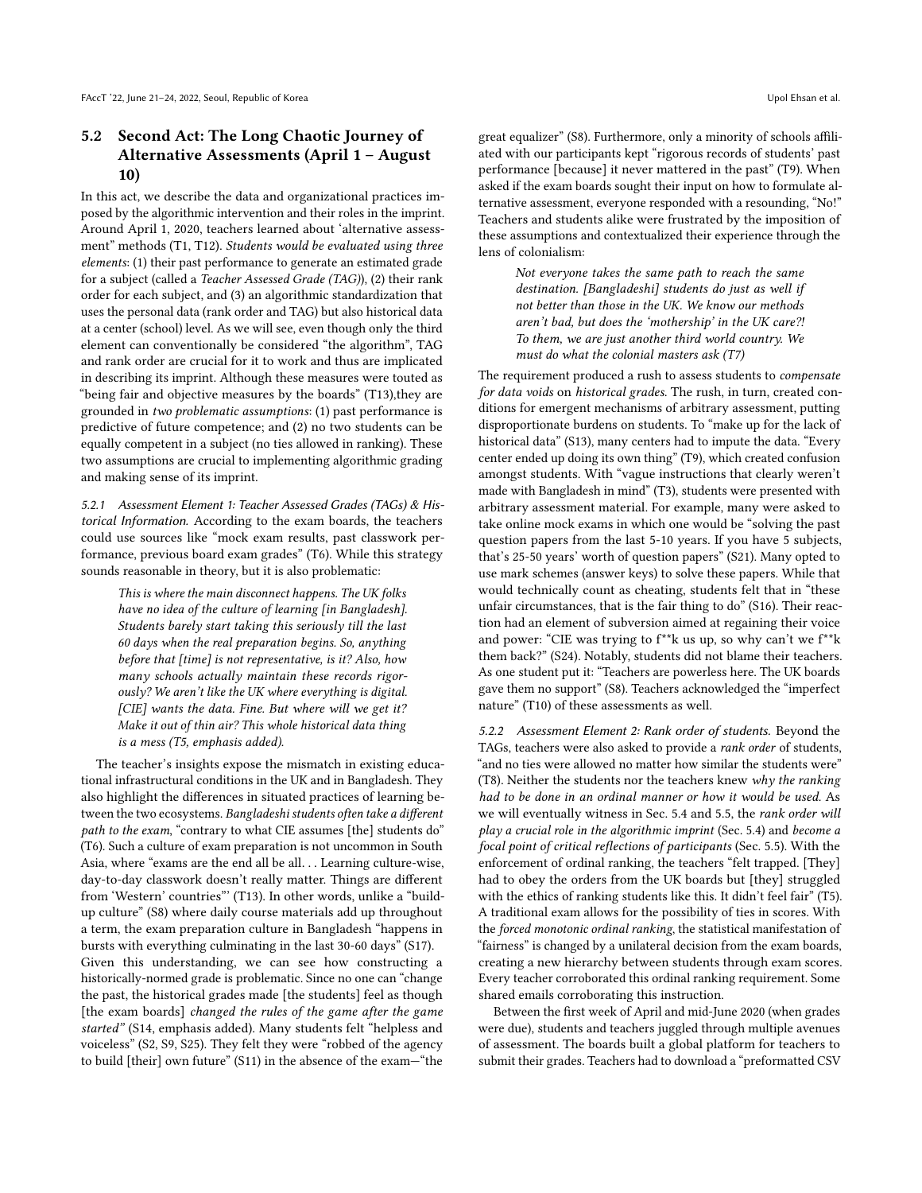## 5.2 Second Act: The Long Chaotic Journey of Alternative Assessments (April 1 – August 10)

In this act, we describe the data and organizational practices imposed by the algorithmic intervention and their roles in the imprint. Around April 1, 2020, teachers learned about 'alternative assessment" methods (T1, T12). *Students would be evaluated using three elements*: (1) their past performance to generate an estimated grade for a subject (called a *Teacher Assessed Grade (TAG)*), (2) their rank order for each subject, and (3) an algorithmic standardization that uses the personal data (rank order and TAG) but also historical data at a center (school) level. As we will see, even though only the third element can conventionally be considered "the algorithm", TAG and rank order are crucial for it to work and thus are implicated in describing its imprint. Although these measures were touted as "being fair and objective measures by the boards" (T13),they are grounded in *two problematic assumptions*: (1) past performance is predictive of future competence; and (2) no two students can be equally competent in a subject (no ties allowed in ranking). These two assumptions are crucial to implementing algorithmic grading and making sense of its imprint.

*5.2.1 Assessment Element 1: Teacher Assessed Grades (TAGs) & Historical Information.* According to the exam boards, the teachers could use sources like "mock exam results, past classwork performance, previous board exam grades" (T6). While this strategy sounds reasonable in theory, but it is also problematic:

> *This is where the main disconnect happens. The UK folks have no idea of the culture of learning [in Bangladesh]. Students barely start taking this seriously till the last 60 days when the real preparation begins. So, anything before that [time] is not representative, is it? Also, how many schools actually maintain these records rigorously? We aren't like the UK where everything is digital. [CIE] wants the data. Fine. But where will we get it? Make it out of thin air? This whole historical data thing is a mess (T5, emphasis added).*

The teacher's insights expose the mismatch in existing educational infrastructural conditions in the UK and in Bangladesh. They also highlight the differences in situated practices of learning between the two ecosystems. *Bangladeshi students often take a different path to the exam*, "contrary to what CIE assumes [the] students do" (T6). Such a culture of exam preparation is not uncommon in South Asia, where "exams are the end all be all. . . Learning culture-wise, day-to-day classwork doesn't really matter. Things are different from 'Western' countries"' (T13). In other words, unlike a "build-up culture" (S8) where daily course materials add up throughout a term, the exam preparation culture in Bangladesh "happens in bursts with everything culminating in the last 30-60 days" (S17). Given this understanding, we can see how constructing a historically-normed grade is problematic. Since no one can "change the past, the historical grades made [the students] feel as though [the exam boards] *changed the rules of the game after the game started"* (S14, emphasis added). Many students felt "helpless and voiceless" (S2, S9, S25). They felt they were "robbed of the agency to build [their] own future" (S11) in the absence of the exam—"the great equalizer" (S8). Furthermore, only a minority of schools affiliated with our participants kept "rigorous records of students' past performance [because] it never mattered in the past" (T9). When asked if the exam boards sought their input on how to formulate alternative assessment, everyone responded with a resounding, "No!" Teachers and students alike were frustrated by the imposition of these assumptions and contextualized their experience through the lens of colonialism:

> *Not everyone takes the same path to reach the same destination. [Bangladeshi] students do just as well if not better than those in the UK. We know our methods aren't bad, but does the 'mothership' in the UK care?! To them, we are just another third world country. We must do what the colonial masters ask (T7)*

The requirement produced a rush to assess students to *compensate for data voids* on *historical grades*. The rush, in turn, created conditions for emergent mechanisms of arbitrary assessment, putting disproportionate burdens on students. To "make up for the lack of historical data" (S13), many centers had to impute the data. "Every center ended up doing its own thing" (T9), which created confusion amongst students. With "vague instructions that clearly weren't made with Bangladesh in mind" (T3), students were presented with arbitrary assessment material. For example, many were asked to take online mock exams in which one would be "solving the past question papers from the last 5-10 years. If you have 5 subjects, that's 25-50 years' worth of question papers" (S21). Many opted to use mark schemes (answer keys) to solve these papers. While that would technically count as cheating, students felt that in "these unfair circumstances, that is the fair thing to do" (S16). Their reaction had an element of subversion aimed at regaining their voice and power: "CIE was trying to f**k us up, so why can't we f**k them back?" (S24). Notably, students did not blame their teachers. As one student put it: "Teachers are powerless here. The UK boards gave them no support" (S8). Teachers acknowledged the "imperfect nature" (T10) of these assessments as well.

*5.2.2 Assessment Element 2: Rank order of students.* Beyond the TAGs, teachers were also asked to provide a *rank order* of students, "and no ties were allowed no matter how similar the students were" (T8). Neither the students nor the teachers knew *why the ranking had to be done in an ordinal manner or how it would be used*. As we will eventually witness in Sec. 5.4 and 5.5, the *rank order will play a crucial role in the algorithmic imprint* (Sec. 5.4) and *become a focal point of critical reflections of participants* (Sec. 5.5). With the enforcement of ordinal ranking, the teachers "felt trapped. [They] had to obey the orders from the UK boards but [they] struggled with the ethics of ranking students like this. It didn't feel fair" (T5). A traditional exam allows for the possibility of ties in scores. With the *forced monotonic ordinal ranking*, the statistical manifestation of "fairness" is changed by a unilateral decision from the exam boards, creating a new hierarchy between students through exam scores. Every teacher corroborated this ordinal ranking requirement. Some shared emails corroborating this instruction.

Between the first week of April and mid-June 2020 (when grades were due), students and teachers juggled through multiple avenues of assessment. The boards built a global platform for teachers to submit their grades. Teachers had to download a "preformatted CSV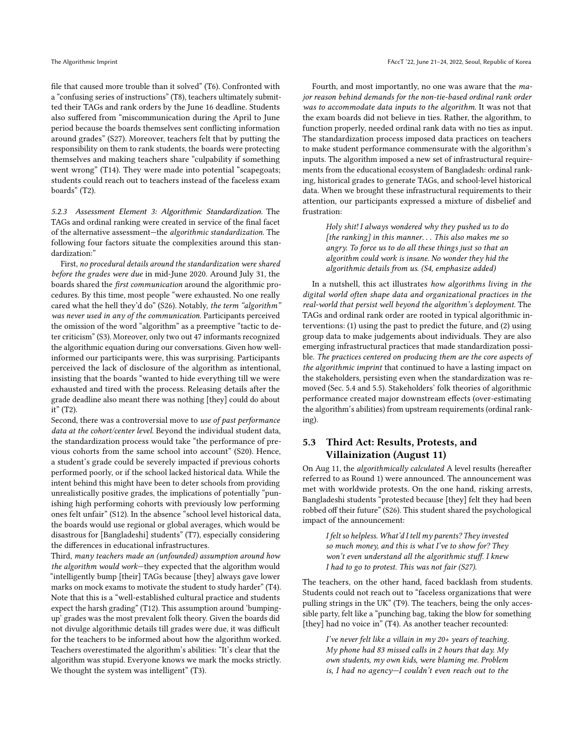file that caused more trouble than it solved" (T6). Confronted with a "confusing series of instructions" (T8), teachers ultimately submitted their TAGs and rank orders by the June 16 deadline. Students also suffered from "miscommunication during the April to June period because the boards themselves sent conflicting information around grades" (S27). Moreover, teachers felt that by putting the responsibility on them to rank students, the boards were protecting themselves and making teachers share "culpability if something went wrong" (T14). They were made into potential "scapegoats; students could reach out to teachers instead of the faceless exam boards" (T2).

#### 5.2.3 Assessment Element 3: Algorithmic Standardization.

The TAGs and ordinal ranking were created in service of the final facet of the alternative assessment—the *algorithmic standardization*. The following four factors situate the complexities around this standardization:"

First, *no procedural details around the standardization were shared before the grades were due* in mid-June 2020. Around July 31, the boards shared the *first communication* around the algorithmic procedures. By this time, most people "were exhausted. No one really cared what the hell they'd do" (S26). Notably, *the term "algorithm" was never used in any of the communication*. Participants perceived the omission of the word "algorithm" as a preemptive "tactic to deter criticism" (S3). Moreover, only two out 47 informants recognized the algorithmic equation during our conversations. Given how well-informed our participants were, this was surprising. Participants perceived the lack of disclosure of the algorithm as intentional, insisting that the boards "wanted to hide everything till we were exhausted and tired with the process. Releasing details after the grade deadline also meant there was nothing [they] could do about it" (T2).

Second, there was a controversial move to *use of past performance data at the cohort/center level*. Beyond the individual student data, the standardization process would take "the performance of previous cohorts from the same school into account" (S20). Hence, a student's grade could be severely impacted if previous cohorts performed poorly, or if the school lacked historical data. While the intent behind this might have been to deter schools from providing unrealistically positive grades, the implications of potentially "punishing high performing cohorts with previously low performing ones felt unfair" (S12). In the absence "school level historical data, the boards would use regional or global averages, which would be disastrous for [Bangladeshi] students" (T7), especially considering the differences in educational infrastructures.

Third, *many teachers made an (unfounded) assumption around how the algorithm would work*—they expected that the algorithm would "intelligently bump [their] TAGs because [they] always gave lower marks on mock exams to motivate the student to study harder" (T4). Note that this is a "well-established cultural practice and students expect the harsh grading" (T12). This assumption around 'bumping-up' grades was the most prevalent folk theory. Given the boards did not divulge algorithmic details till grades were due, it was difficult for the teachers to be informed about how the algorithm worked. Teachers overestimated the algorithm's abilities: "It's clear that the algorithm was stupid. Everyone knows we mark the mocks strictly. We thought the system was intelligent" (T3).

Fourth, and most importantly, no one was aware that the *major reason behind demands for the non-tie-based ordinal rank order was to accommodate data inputs to the algorithm*. It was not that the exam boards did not believe in ties. Rather, the algorithm, to function properly, needed ordinal rank data with no ties as input. The standardization process imposed data practices on teachers to make student performance commensurate with the algorithm's inputs. The algorithm imposed a new set of infrastructural requirements from the educational ecosystem of Bangladesh: ordinal ranking, historical grades to generate TAGs, and school-level historical data. When we brought these infrastructural requirements to their attention, our participants expressed a mixture of disbelief and frustration:

> *Holy shit! I always wondered why they pushed us to do [the ranking] in this manner. . . This also makes me so angry. To force us to do all these things just so that an algorithm could work is insane. No wonder they hid the algorithmic details from us. (S4, emphasize added)*

In a nutshell, this act illustrates *how algorithms living in the digital world often shape data and organizational practices in the real-world that persist well beyond the algorithm's deployment*. The TAGs and ordinal rank order are rooted in typical algorithmic interventions: (1) using the past to predict the future, and (2) using group data to make judgements about individuals. They are also emerging infrastructural practices that made standardization possible. *The practices centered on producing them are the core aspects of the algorithmic imprint* that continued to have a lasting impact on the stakeholders, persisting even when the standardization was removed (Sec. 5.4 and 5.5). Stakeholders' folk theories of algorithmic performance created major downstream effects (over-estimating the algorithm's abilities) from upstream requirements (ordinal ranking).

### 5.3 Third Act: Results, Protests, and Villainization (August 11)

On Aug 11, the *algorithmically calculated* A level results (hereafter referred to as Round 1) were announced. The announcement was met with worldwide protests. On the one hand, risking arrests, Bangladeshi students "protested because [they] felt they had been robbed off their future" (S26). This student shared the psychological impact of the announcement:

> *I felt so helpless. What'd I tell my parents? They invested so much money, and this is what I've to show for? They won't even understand all the algorithmic stuff. I knew I had to go to protest. This was not fair (S27).*

The teachers, on the other hand, faced backlash from students. Students could not reach out to "faceless organizations that were pulling strings in the UK" (T9). The teachers, being the only accessible party, felt like a "punching bag, taking the blow for something [they] had no voice in" (T4). As another teacher recounted:

> *I've never felt like a villain in my 20+ years of teaching. My phone had 83 missed calls in 2 hours that day. My own students, my own kids, were blaming me. Problem is, I had no agency—I couldn't even reach out to the*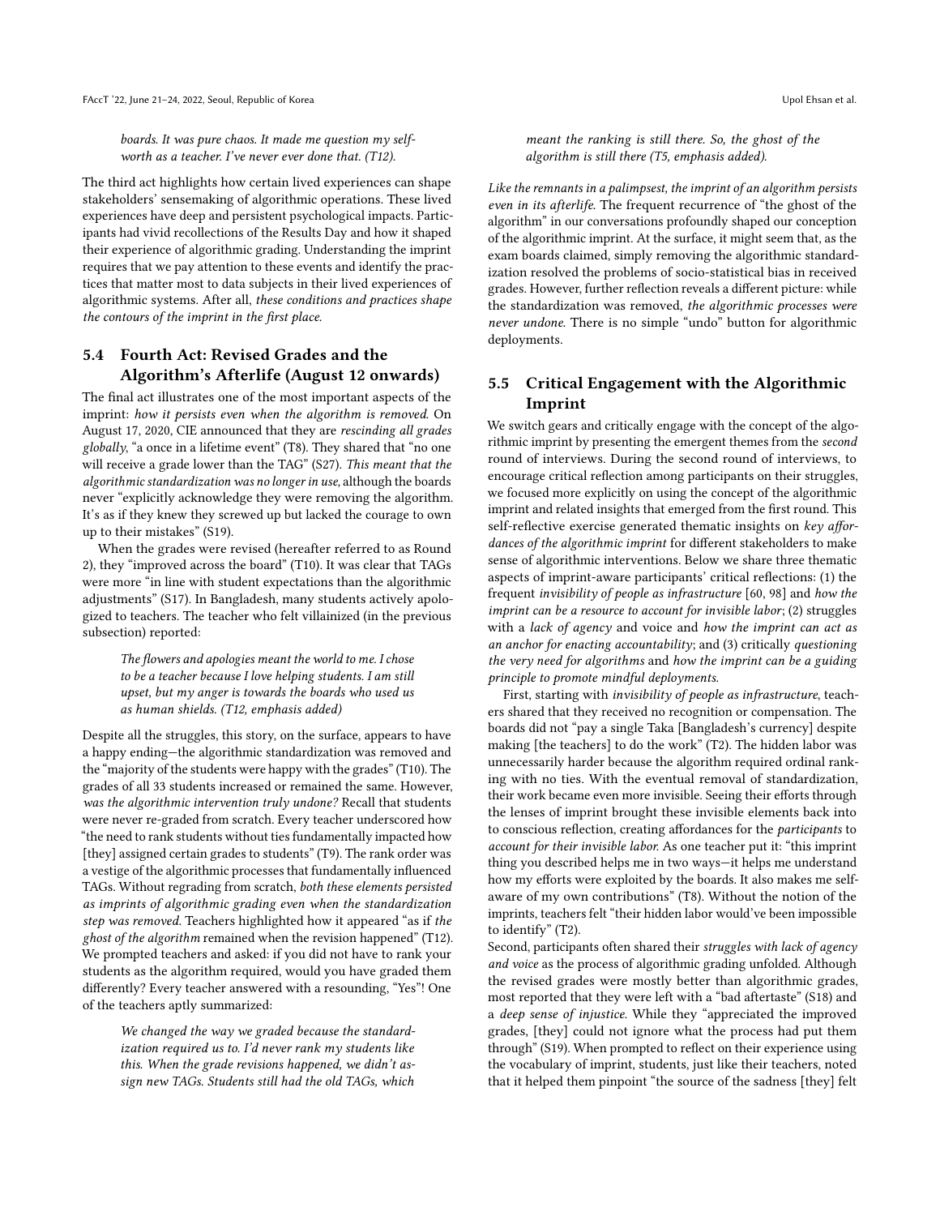*boards. It was pure chaos. It made me question my self-worth as a teacher. I've never ever done that. (T12).*

The third act highlights how certain lived experiences can shape stakeholders' sensemaking of algorithmic operations. These lived experiences have deep and persistent psychological impacts. Participants had vivid recollections of the Results Day and how it shaped their experience of algorithmic grading. Understanding the imprint requires that we pay attention to these events and identify the practices that matter most to data subjects in their lived experiences of algorithmic systems. After all, *these conditions and practices shape the contours of the imprint in the first place.*

## 5.4 Fourth Act: Revised Grades and the Algorithm's Afterlife (August 12 onwards)

The final act illustrates one of the most important aspects of the imprint: *how it persists even when the algorithm is removed.* On August 17, 2020, CIE announced that they are *rescinding all grades globally,* "a once in a lifetime event" (T8). They shared that "no one will receive a grade lower than the TAG" (S27). *This meant that the algorithmic standardization was no longer in use,* although the boards never "explicitly acknowledge they were removing the algorithm. It's as if they knew they screwed up but lacked the courage to own up to their mistakes" (S19).

When the grades were revised (hereafter referred to as Round 2), they "improved across the board" (T10). It was clear that TAGs were more "in line with student expectations than the algorithmic adjustments" (S17). In Bangladesh, many students actively apologized to teachers. The teacher who felt villainized (in the previous subsection) reported:

> *The flowers and apologies meant the world to me. I chose to be a teacher because I love helping students. I am still upset, but my anger is towards the boards who used us as human shields. (T12, emphasis added)*

Despite all the struggles, this story, on the surface, appears to have a happy ending—the algorithmic standardization was removed and the "majority of the students were happy with the grades" (T10). The grades of all 33 students increased or remained the same. However, *was the algorithmic intervention truly undone?* Recall that students were never re-graded from scratch. Every teacher underscored how "the need to rank students without ties fundamentally impacted how [they] assigned certain grades to students" (T9). The rank order was a vestige of the algorithmic processes that fundamentally influenced TAGs. Without regrading from scratch, *both these elements persisted as imprints of algorithmic grading even when the standardization step was removed.* Teachers highlighted how it appeared "as if *the ghost of the algorithm* remained when the revision happened" (T12). We prompted teachers and asked: if you did not have to rank your students as the algorithm required, would you have graded them differently? Every teacher answered with a resounding, "Yes"! One of the teachers aptly summarized:

> *We changed the way we graded because the standardization required us to. I'd never rank my students like this. When the grade revisions happened, we didn't assign new TAGs. Students still had the old TAGs, which meant the ranking is still there. So, the ghost of the algorithm is still there (T5, emphasis added).*

*Like the remnants in a palimpsest, the imprint of an algorithm persists even in its afterlife.* The frequent recurrence of "the ghost of the algorithm" in our conversations profoundly shaped our conception of the algorithmic imprint. At the surface, it might seem that, as the exam boards claimed, simply removing the algorithmic standardization resolved the problems of socio-statistical bias in received grades. However, further reflection reveals a different picture: while the standardization was removed, *the algorithmic processes were never undone.* There is no simple "undo" button for algorithmic deployments.

## 5.5 Critical Engagement with the Algorithmic Imprint

We switch gears and critically engage with the concept of the algorithmic imprint by presenting the emergent themes from the *second* round of interviews. During the second round of interviews, to encourage critical reflection among participants on their struggles, we focused more explicitly on using the concept of the algorithmic imprint and related insights that emerged from the first round. This self-reflective exercise generated thematic insights on *key affordances of the algorithmic imprint* for different stakeholders to make sense of algorithmic interventions. Below we share three thematic aspects of imprint-aware participants' critical reflections: (1) the frequent *invisibility of people as infrastructure* [60, 98] and *how the imprint can be a resource to account for invisible labor*; (2) struggles with a *lack of agency* and voice and *how the imprint can act as an anchor for enacting accountability*; and (3) critically *questioning the very need for algorithms* and *how the imprint can be a guiding principle to promote mindful deployments.*

First, starting with *invisibility of people as infrastructure*, teachers shared that they received no recognition or compensation. The boards did not "pay a single Taka [Bangladesh's currency] despite making [the teachers] to do the work" (T2). The hidden labor was unnecessarily harder because the algorithm required ordinal ranking with no ties. With the eventual removal of standardization, their work became even more invisible. Seeing their efforts through the lenses of imprint brought these invisible elements back into to conscious reflection, creating affordances for the *participants* to *account for their invisible labor.* As one teacher put it: "this imprint thing you described helps me in two ways—it helps me understand how my efforts were exploited by the boards. It also makes me self-aware of my own contributions" (T8). Without the notion of the imprints, teachers felt "their hidden labor would've been impossible to identify" (T2).

Second, participants often shared their *struggles with lack of agency and voice* as the process of algorithmic grading unfolded. Although the revised grades were mostly better than algorithmic grades, most reported that they were left with a "bad aftertaste" (S18) and a *deep sense of injustice.* While they "appreciated the improved grades, [they] could not ignore what the process had put them through" (S19). When prompted to reflect on their experience using the vocabulary of imprint, students, just like their teachers, noted that it helped them pinpoint "the source of the sadness [they] felt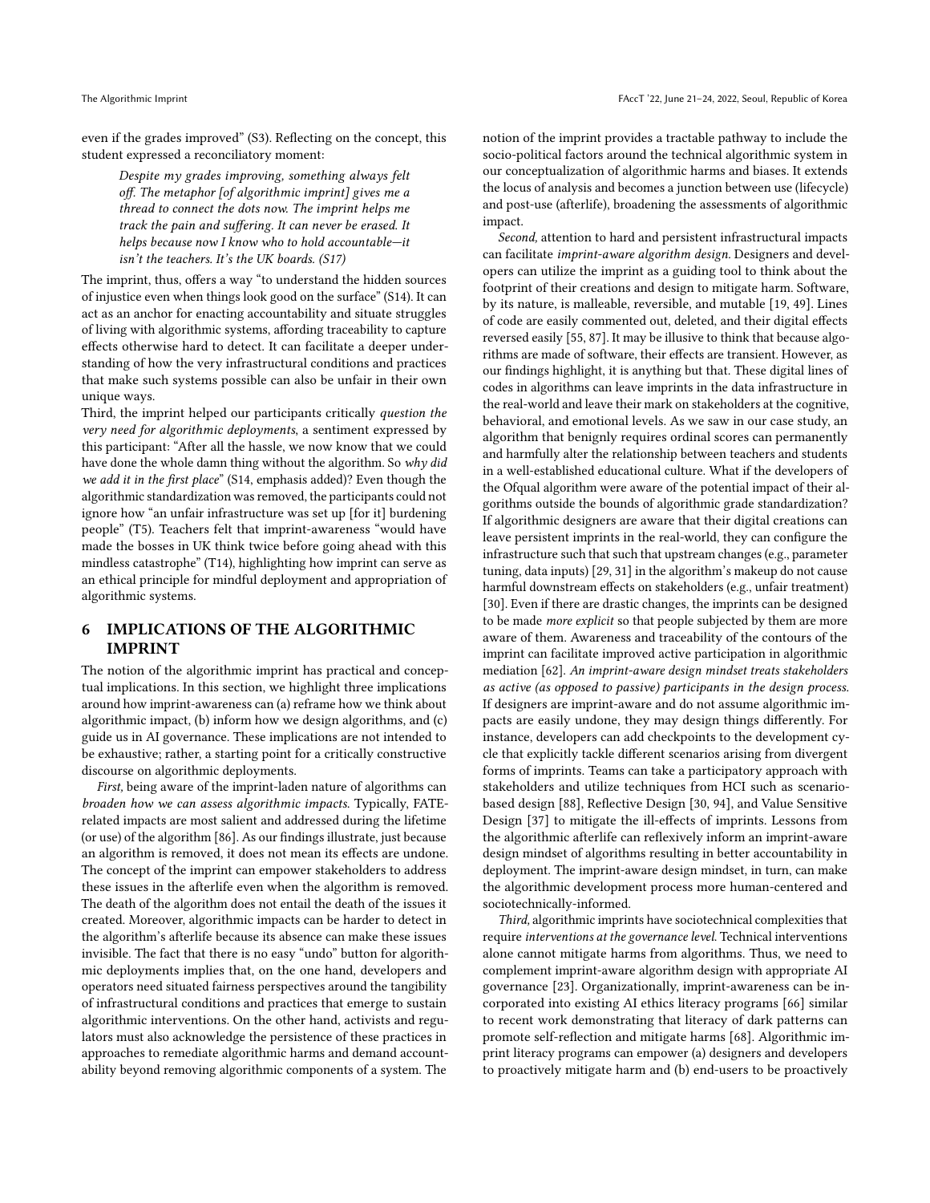even if the grades improved" (S3). Reflecting on the concept, this student expressed a reconciliatory moment:

> *Despite my grades improving, something always felt off. The metaphor [of algorithmic imprint] gives me a thread to connect the dots now. The imprint helps me track the pain and suffering. It can never be erased. It helps because now I know who to hold accountable—it isn't the teachers. It's the UK boards. (S17)*

The imprint, thus, offers a way "to understand the hidden sources of injustice even when things look good on the surface" (S14). It can act as an anchor for enacting accountability and situate struggles of living with algorithmic systems, affording traceability to capture effects otherwise hard to detect. It can facilitate a deeper understanding of how the very infrastructural conditions and practices that make such systems possible can also be unfair in their own unique ways.

Third, the imprint helped our participants critically *question the very need for algorithmic deployments*, a sentiment expressed by this participant: "After all the hassle, we now know that we could have done the whole damn thing without the algorithm. So *why did we add it in the first place*" (S14, emphasis added)? Even though the algorithmic standardization was removed, the participants could not ignore how "an unfair infrastructure was set up [for it] burdening people" (T5). Teachers felt that imprint-awareness "would have made the bosses in UK think twice before going ahead with this mindless catastrophe" (T14), highlighting how imprint can serve as an ethical principle for mindful deployment and appropriation of algorithmic systems.

## 6 IMPLICATIONS OF THE ALGORITHMIC IMPRINT

The notion of the algorithmic imprint has practical and conceptual implications. In this section, we highlight three implications around how imprint-awareness can (a) reframe how we think about algorithmic impact, (b) inform how we design algorithms, and (c) guide us in AI governance. These implications are not intended to be exhaustive; rather, a starting point for a critically constructive discourse on algorithmic deployments.

*First,* being aware of the imprint-laden nature of algorithms can *broaden how we can assess algorithmic impacts*. Typically, FATE-related impacts are most salient and addressed during the lifetime (or use) of the algorithm [86]. As our findings illustrate, just because an algorithm is removed, it does not mean its effects are undone. The concept of the imprint can empower stakeholders to address these issues in the afterlife even when the algorithm is removed. The death of the algorithm does not entail the death of the issues it created. Moreover, algorithmic impacts can be harder to detect in the algorithm's afterlife because its absence can make these issues invisible. The fact that there is no easy "undo" button for algorithmic deployments implies that, on the one hand, developers and operators need situated fairness perspectives around the tangibility of infrastructural conditions and practices that emerge to sustain algorithmic interventions. On the other hand, activists and regulators must also acknowledge the persistence of these practices in approaches to remediate algorithmic harms and demand accountability beyond removing algorithmic components of a system. The notion of the imprint provides a tractable pathway to include the socio-political factors around the technical algorithmic system in our conceptualization of algorithmic harms and biases. It extends the locus of analysis and becomes a junction between use (lifecycle) and post-use (afterlife), broadening the assessments of algorithmic impact.

*Second,* attention to hard and persistent infrastructural impacts can facilitate *imprint-aware algorithm design*. Designers and developers can utilize the imprint as a guiding tool to think about the footprint of their creations and design to mitigate harm. Software, by its nature, is malleable, reversible, and mutable [19, 49]. Lines of code are easily commented out, deleted, and their digital effects reversed easily [55, 87]. It may be illusive to think that because algorithms are made of software, their effects are transient. However, as our findings highlight, it is anything but that. These digital lines of codes in algorithms can leave imprints in the data infrastructure in the real-world and leave their mark on stakeholders at the cognitive, behavioral, and emotional levels. As we saw in our case study, an algorithm that benignly requires ordinal scores can permanently and harmfully alter the relationship between teachers and students in a well-established educational culture. What if the developers of the Ofqual algorithm were aware of the potential impact of their algorithms outside the bounds of algorithmic grade standardization? If algorithmic designers are aware that their digital creations can leave persistent imprints in the real-world, they can configure the infrastructure such that such that upstream changes (e.g., parameter tuning, data inputs) [29, 31] in the algorithm's makeup do not cause harmful downstream effects on stakeholders (e.g., unfair treatment) [30]. Even if there are drastic changes, the imprints can be designed to be made *more explicit* so that people subjected by them are more aware of them. Awareness and traceability of the contours of the imprint can facilitate improved active participation in algorithmic mediation [62]. *An imprint-aware design mindset treats stakeholders as active (as opposed to passive) participants in the design process.* If designers are imprint-aware and do not assume algorithmic impacts are easily undone, they may design things differently. For instance, developers can add checkpoints to the development cycle that explicitly tackle different scenarios arising from divergent forms of imprints. Teams can take a participatory approach with stakeholders and utilize techniques from HCI such as scenario-based design [88], Reflective Design [30, 94], and Value Sensitive Design [37] to mitigate the ill-effects of imprints. Lessons from the algorithmic afterlife can reflexively inform an imprint-aware design mindset of algorithms resulting in better accountability in deployment. The imprint-aware design mindset, in turn, can make the algorithmic development process more human-centered and sociotechnically-informed.

*Third,* algorithmic imprints have sociotechnical complexities that require *interventions at the governance level*. Technical interventions alone cannot mitigate harms from algorithms. Thus, we need to complement imprint-aware algorithm design with appropriate AI governance [23]. Organizationally, imprint-awareness can be incorporated into existing AI ethics literacy programs [66] similar to recent work demonstrating that literacy of dark patterns can promote self-reflection and mitigate harms [68]. Algorithmic imprint literacy programs can empower (a) designers and developers to proactively mitigate harm and (b) end-users to be proactively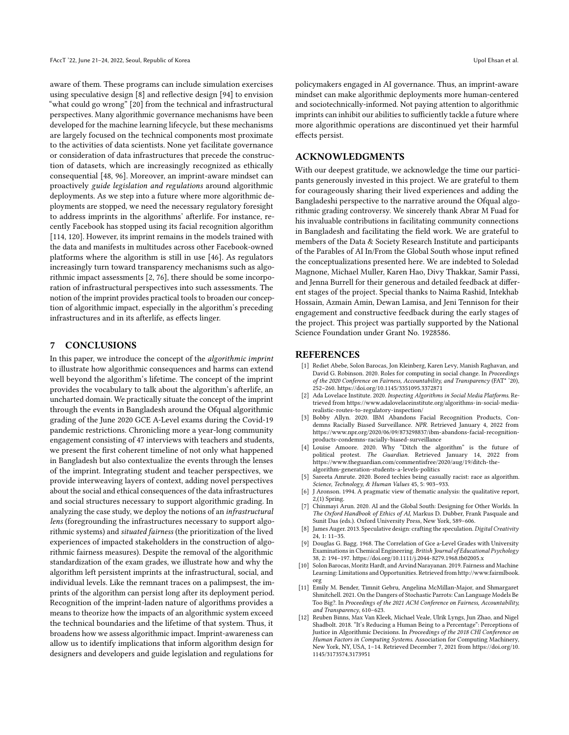aware of them. These programs can include simulation exercises using speculative design [8] and reflective design [94] to envision "what could go wrong" [20] from the technical and infrastructural perspectives. Many algorithmic governance mechanisms have been developed for the machine learning lifecycle, but these mechanisms are largely focused on the technical components most proximate to the activities of data scientists. None yet facilitate governance or consideration of data infrastructures that precede the construction of datasets, which are increasingly recognized as ethically consequential [48, 96]. Moreover, an imprint-aware mindset can proactively *guide legislation and regulations* around algorithmic deployments. As we step into a future where more algorithmic deployments are stopped, we need the necessary regulatory foresight to address imprints in the algorithms' afterlife. For instance, recently Facebook has stopped using its facial recognition algorithm [114, 120]. However, its imprint remains in the models trained with the data and manifests in multitudes across other Facebook-owned platforms where the algorithm is still in use [46]. As regulators increasingly turn toward transparency mechanisms such as algorithmic impact assessments [2, 76], there should be some incorporation of infrastructural perspectives into such assessments. The notion of the imprint provides practical tools to broaden our conception of algorithmic impact, especially in the algorithm's preceding infrastructures and in its afterlife, as effects linger.

## 7 CONCLUSIONS

In this paper, we introduce the concept of the *algorithmic imprint* to illustrate how algorithmic consequences and harms can extend well beyond the algorithm's lifetime. The concept of the imprint provides the vocabulary to talk about the algorithm's afterlife, an uncharted domain. We practically situate the concept of the imprint through the events in Bangladesh around the Ofqual algorithmic grading of the June 2020 GCE A-Level exams during the Covid-19 pandemic restrictions. Chronicling more a year-long community engagement consisting of 47 interviews with teachers and students, we present the first coherent timeline of not only what happened in Bangladesh but also contextualize the events through the lenses of the imprint. Integrating student and teacher perspectives, we provide interweaving layers of context, adding novel perspectives about the social and ethical consequences of the data infrastructures and social structures necessary to support algorithmic grading. In analyzing the case study, we deploy the notions of an *infrastructural lens* (foregrounding the infrastructures necessary to support algorithmic systems) and *situated fairness* (the prioritization of the lived experiences of impacted stakeholders in the construction of algorithmic fairness measures). Despite the removal of the algorithmic standardization of the exam grades, we illustrate how and why the algorithm left persistent imprints at the infrastructural, social, and individual levels. Like the remnant traces on a palimpsest, the imprints of the algorithm can persist long after its deployment period. Recognition of the imprint-laden nature of algorithms provides a means to theorize how the impacts of an algorithmic system exceed the technical boundaries and the lifetime of that system. Thus, it broadens how we assess algorithmic impact. Imprint-awareness can allow us to identify implications that inform algorithm design for designers and developers and guide legislation and regulations for policymakers engaged in AI governance. Thus, an imprint-aware mindset can make algorithmic deployments more human-centered and sociotechnically-informed. Not paying attention to algorithmic imprints can inhibit our abilities to sufficiently tackle a future where more algorithmic operations are discontinued yet their harmful effects persist.

## ACKNOWLEDGMENTS

With our deepest gratitude, we acknowledge the time our participants generously invested in this project. We are grateful to them for courageously sharing their lived experiences and adding the Bangladeshi perspective to the narrative around the Ofqual algorithmic grading controversy. We sincerely thank Abrar M Fuad for his invaluable contributions in facilitating community connections in Bangladesh and facilitating the field work. We are grateful to members of the Data & Society Research Institute and participants of the Parables of AI In/From the Global South whose input refined the conceptualizations presented here. We are indebted to Soledad Magnone, Michael Muller, Karen Hao, Divy Thakkar, Samir Passi, and Jenna Burrell for their generous and detailed feedback at different stages of the project. Special thanks to Naima Rashid, Intekhab Hossain, Azmain Amin, Dewan Lamisa, and Jeni Tennison for their engagement and constructive feedback during the early stages of the project. This project was partially supported by the National Science Foundation under Grant No. 1928586.

## REFERENCES

[1] Rediet Abebe, Solon Barocas, Jon Kleinberg, Karen Levy, Manish Raghavan, and David G. Robinson. 2020. Roles for computing in social change. In *Proceedings of the 2020 Conference on Fairness, Accountability, and Transparency* (FAT* '20), 252–260. https://doi.org/10.1145/3351095.3372871

[2] Ada Lovelace Institute. 2020. *Inspecting Algorithms in Social Media Platforms*. Retrieved from https://www.adalovelaceinstitute.org/algorithms-in-social-media-realistic-routes-to-regulatory-inspection/

[3] Bobby Allyn. 2020. IBM Abandons Facial Recognition Products, Condemns Racially Biased Surveillance. *NPR*. Retrieved January 4, 2022 from https://www.npr.org/2020/06/09/873298837/ibm-abandons-facial-recognition-products-condemns-racially-biased-surveillance

[4] Louise Amoore. 2020. Why "Ditch the algorithm" is the future of political protest. *The Guardian*. Retrieved January 14, 2022 from https://www.theguardian.com/commentisfree/2020/aug/19/ditch-the-algorithm-generation-students-a-levels-politics

[5] Sareeta Amrute. 2020. Bored techies being casually racist: race as algorithm. *Science, Technology, & Human Values* 45, 5: 903–933.

[6] J Aronson. 1994. A pragmatic view of thematic analysis: the qualitative report, 2,(1) Spring.

[7] Chinmayi Arun. 2020. AI and the Global South: Designing for Other Worlds. In *The Oxford Handbook of Ethics of AI*, Markus D. Dubber, Frank Pasquale and Sunit Das (eds.). Oxford University Press, New York, 589–606.

[8] James Auger. 2013. Speculative design: crafting the speculation. *Digital Creativity* 24, 1: 11–35.

[9] Douglas G. Bagg. 1968. The Correlation of Gce a-Level Grades with University Examinations in Chemical Engineering. *British Journal of Educational Psychology* 38, 2: 194–197. https://doi.org/10.1111/j.2044-8279.1968.tb02005.x

[10] Solon Barocas, Moritz Hardt, and Arvind Narayanan. 2019. Fairness and Machine Learning: Limitations and Opportunities. Retrieved from http://www.fairmlbook.org

[11] Emily M. Bender, Timnit Gebru, Angelina McMillan-Major, and Shmargaret Shmitchell. 2021. On the Dangers of Stochastic Parrots: Can Language Models Be Too Big?. In *Proceedings of the 2021 ACM Conference on Fairness, Accountability, and Transparency*, 610–623.

[12] Reuben Binns, Max Van Kleek, Michael Veale, Ulrik Lyngs, Jun Zhao, and Nigel Shadbolt. 2018. "It's Reducing a Human Being to a Percentage": Perceptions of Justice in Algorithmic Decisions. In *Proceedings of the 2018 CHI Conference on Human Factors in Computing Systems*. Association for Computing Machinery, New York, NY, USA, 1–14. Retrieved December 7, 2021 from https://doi.org/10.1145/3173574.3173951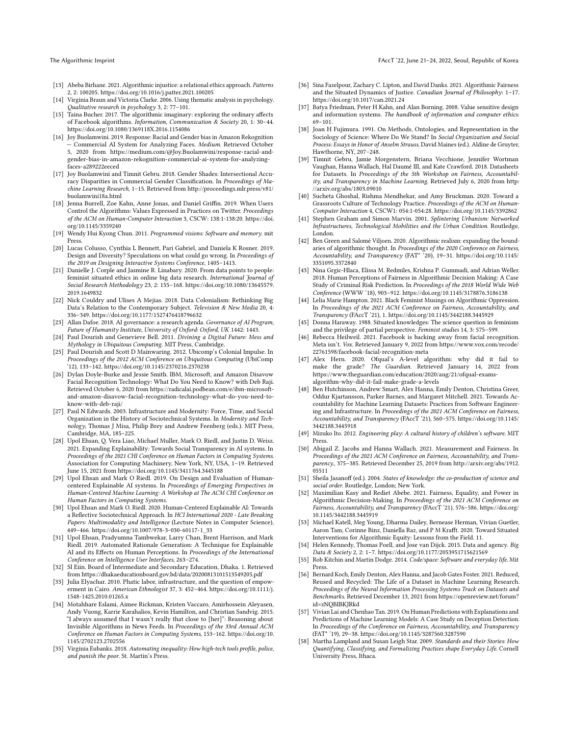[13] Abeba Birhane. 2021. Algorithmic injustice: a relational ethics approach. *Patterns* 2, 2: 100205. https://doi.org/10.1016/j.patter.2021.100205

[14] Virginia Braun and Victoria Clarke. 2006. Using thematic analysis in psychology. *Qualitative research in psychology* 3, 2: 77–101.

[15] Taina Bucher. 2017. The algorithmic imaginary: exploring the ordinary affects of Facebook algorithms. *Information, Communication & Society* 20, 1: 30–44. https://doi.org/10.1080/1369118X.2016.1154086

[16] Joy Buolamwini. 2019. Response: Racial and Gender bias in Amazon Rekognition — Commercial AI System for Analyzing Faces. *Medium*. Retrieved October 5, 2020 from https://medium.com/@Joy.Buolamwini/response-racial-and-gender-bias-in-amazon-rekognition-commercial-ai-system-for-analyzing-faces-a289222eeced

[17] Joy Buolamwini and Timnit Gebru. 2018. Gender Shades: Intersectional Accuracy Disparities in Commercial Gender Classification. In *Proceedings of Machine Learning Research*, 1–15. Retrieved from http://proceedings.mlr.press/v81/buolamwini18a.html

[18] Jenna Burrell, Zoe Kahn, Anne Jonas, and Daniel Griffin. 2019. When Users Control the Algorithms: Values Expressed in Practices on Twitter. *Proceedings of the ACM on Human-Computer Interaction* 3, CSCW: 138:1-138:20. https://doi.org/10.1145/3359240

[19] Wendy Hui Kyong Chun. 2011. *Programmed visions: Software and memory*. mit Press.

[20] Lucas Colusso, Cynthia L Bennett, Pari Gabriel, and Daniela K Rosner. 2019. Design and Diversity? Speculations on what could go wrong. In *Proceedings of the 2019 on Designing Interactive Systems Conference*, 1405–1413.

[21] Danielle J. Corple and Jasmine R. Linabary. 2020. From data points to people: feminist situated ethics in online big data research. *International Journal of Social Research Methodology* 23, 2: 155–168. https://doi.org/10.1080/13645579.2019.1649832

[22] Nick Couldry and Ulises A Mejias. 2018. Data Colonialism: Rethinking Big Data's Relation to the Contemporary Subject. *Television & New Media* 20, 4: 336–349. https://doi.org/10.1177/1527476418796632

[23] Allan Dafoe. 2018. AI governance: a research agenda. *Governance of AI Program, Future of Humanity Institute, University of Oxford: Oxford, UK* 1442: 1443.

[24] Paul Dourish and Genevieve Bell. 2011. *Divining a Digital Future: Mess and Mythology in Ubiquitous Computing*. MIT Press, Cambridge.

[25] Paul Dourish and Scott D Mainwaring. 2012. Ubicomp's Colonial Impulse. In *Proceedings of the 2012 ACM Conference on Ubiquitous Computing* (UbiComp '12), 133–142. https://doi.org/10.1145/2370216.2370238

[26] Dylan Doyle-Burke and Jessie Smith. IBM, Microsoft, and Amazon Disavow Facial Recognition Technology: What Do You Need to Know? with Deb Raji. Retrieved October 6, 2020 from https://radicalai.podbean.com/e/ibm-microsoft-and-amazon-disavow-facial-recognition-technology-what-do-you-need-to-know-with-deb-raji/

[27] Paul N Edwards. 2003. Infrastructure and Modernity: Force, Time, and Social Organization in the History of Sociotechnical Systems. In *Modernity and Technology*, Thomas J Misa, Philip Brey and Andrew Feenberg (eds.). MIT Press, Cambridge, MA, 185–225.

[28] Upol Ehsan, Q. Vera Liao, Michael Muller, Mark O. Riedl, and Justin D. Weisz. 2021. Expanding Explainability: Towards Social Transparency in AI systems. In *Proceedings of the 2021 CHI Conference on Human Factors in Computing Systems*. Association for Computing Machinery, New York, NY, USA, 1–19. Retrieved June 15, 2021 from https://doi.org/10.1145/3411764.3445188

[29] Upol Ehsan and Mark O Riedl. 2019. On Design and Evaluation of Human-centered Explainable AI systems. In *Proceedings of Emerging Perspectives in Human-Centered Machine Learning: A Workshop at The ACM CHI Conference on Human Factors in Computing Systems*.

[30] Upol Ehsan and Mark O. Riedl. 2020. Human-Centered Explainable AI: Towards a Reflective Sociotechnical Approach. In *HCI International 2020 - Late Breaking Papers: Multimodality and Intelligence* (Lecture Notes in Computer Science), 449–466. https://doi.org/10.1007/978-3-030-60117-1_33

[31] Upol Ehsan, Pradyumna Tambwekar, Larry Chan, Brent Harrison, and Mark Riedl. 2019. Automated Rationale Generation: A Technique for Explainable AI and its Effects on Human Perceptions. In *Proceedings of the International Conference on Intelligence User Interfaces*, 263–274.

[32] Sl Eiin. Board of Intermediate and Secondary Education, Dhaka. 1. Retrieved from https://dhakaeducationboard.gov.bd/data/20200813101513549205.pdf

[33] Julia Elyachar. 2010. Phatic labor, infrastructure, and the question of empowerment in Cairo. *American Ethnologist* 37, 3: 452–464. https://doi.org/10.1111/j.1548-1425.2010.01265.x

[34] Motahhare Eslami, Aimee Rickman, Kristen Vaccaro, Amirhossein Aleyasen, Andy Vuong, Karrie Karahalios, Kevin Hamilton, and Christian Sandvig. 2015. "I always assumed that I wasn't really that close to [her]": Reasoning about Invisible Algorithms in News Feeds. In *Proceedings of the 33rd Annual ACM Conference on Human Factors in Computing Systems*, 153–162. https://doi.org/10.1145/2702123.2702556

[35] Virginia Eubanks. 2018. *Automating inequality: How high-tech tools profile, police, and punish the poor*. St. Martin's Press.

[36] Sina Fazelpour, Zachary C. Lipton, and David Danks. 2021. Algorithmic Fairness and the Situated Dynamics of Justice. *Canadian Journal of Philosophy*: 1–17. https://doi.org/10.1017/can.2021.24

[37] Batya Friedman, Peter H Kahn, and Alan Borning. 2008. Value sensitive design and information systems. *The handbook of information and computer ethics*: 69–101.

[38] Joan H Fujimura. 1991. On Methods, Ontologies, and Representation in the Sociology of Science: Where Do We Stand? In *Social Organization and Social Process: Essays in Honor of Anselm Strauss*, David Maines (ed.). Aldine de Gruyter, Hawthorne, NY, 207–248.

[39] Timnit Gebru, Jamie Morgenstern, Briana Vecchione, Jennifer Wortman Vaughan, Hanna Wallach, Hal Daumé III, and Kate Crawford. 2018. Datasheets for Datasets. In *Proceedings of the 5th Workshop on Fairness, Accountability, and Transparency in Machine Learning*. Retrieved July 6, 2020 from http://arxiv.org/abs/1803.09010

[40] Sucheta Ghoshal, Rishma Mendhekar, and Amy Bruckman. 2020. Toward a Grassroots Culture of Technology Practice. *Proceedings of the ACM on Human-Computer Interaction* 4, CSCW1: 054:1-054:28. https://doi.org/10.1145/3392862

[41] Stephen Graham and Simon Marvin. 2001. *Splintering Urbanism: Networked Infrastructures, Technological Mobilities and the Urban Condition*. Routledge, London.

[42] Ben Green and Salomé Viljoen. 2020. Algorithmic realism: expanding the boundaries of algorithmic thought. In *Proceedings of the 2020 Conference on Fairness, Accountability, and Transparency* (FAT* '20), 19–31. https://doi.org/10.1145/3351095.3372840

[43] Nina Grgic-Hlaca, Elissa M. Redmiles, Krishna P. Gummadi, and Adrian Weller. 2018. Human Perceptions of Fairness in Algorithmic Decision Making: A Case Study of Criminal Risk Prediction. In *Proceedings of the 2018 World Wide Web Conference* (WWW '18), 903–912. https://doi.org/10.1145/3178876.3186138

[44] Lelia Marie Hampton. 2021. Black Feminist Musings on Algorithmic Oppression. In *Proceedings of the 2021 ACM Conference on Fairness, Accountability, and Transparency* (FAccT '21), 1. https://doi.org/10.1145/3442188.3445929

[45] Donna Haraway. 1988. Situated knowledges: The science question in feminism and the privilege of partial perspective. *Feminist studies* 14, 3: 575–599.

[46] Rebecca Heilweil. 2021. Facebook is backing away from facial recognition. Meta isn't. *Vox*. Retrieved January 9, 2022 from https://www.vox.com/recode/22761598/facebook-facial-recognition-meta

[47] Alex Hern. 2020. Ofqual's A-level algorithm: why did it fail to make the grade? *The Guardian*. Retrieved January 14, 2022 from https://www.theguardian.com/education/2020/aug/21/ofqual-exams-algorithm-why-did-it-fail-make-grade-a-levels

[48] Ben Hutchinson, Andrew Smart, Alex Hanna, Emily Denton, Christina Greer, Oddur Kjartansson, Parker Barnes, and Margaret Mitchell. 2021. Towards Accountability for Machine Learning Datasets: Practices from Software Engineering and Infrastructure. In *Proceedings of the 2021 ACM Conference on Fairness, Accountability, and Transparency* (FAccT '21), 560–575. https://doi.org/10.1145/3442188.3445918

[49] Mizuko Ito. 2012. *Engineering play: A cultural history of children's software*. MIT Press.

[50] Abigail Z. Jacobs and Hanna Wallach. 2021. Measurement and Fairness. In *Proceedings of the 2021 ACM Conference on Fairness, Accountability, and Transparency.*, 375–385. Retrieved December 25, 2019 from http://arxiv.org/abs/1912.05511

[51] Sheila Jasanoff (ed.). 2004. *States of knowledge: the co-production of science and social order*. Routledge, London; New York.

[52] Maximilian Kasy and Rediet Abebe. 2021. Fairness, Equality, and Power in Algorithmic Decision-Making. In *Proceedings of the 2021 ACM Conference on Fairness, Accountability, and Transparency* (FAccT '21), 576–586. https://doi.org/10.1145/3442188.3445919

[53] Michael Katell, Meg Young, Dharma Dailey, Bernease Herman, Vivian Guetler, Aaron Tam, Corinne Binz, Daniella Raz, and P M Krafft. 2020. Toward Situated Interventions for Algorithmic Equity: Lessons from the Field. 11.

[54] Helen Kennedy, Thomas Poell, and Jose van Dijck. 2015. Data and agency. *Big Data & Society* 2, 2: 1–7. https://doi.org/10.1177/2053951715621569

[55] Rob Kitchin and Martin Dodge. 2014. *Code/space: Software and everyday life*. Mit Press.

[56] Bernard Koch, Emily Denton, Alex Hanna, and Jacob Gates Foster. 2021. Reduced, Reused and Recycled: The Life of a Dataset in Machine Learning Research. *Proceedings of the Neural Information Processing Systems Track on Datasets and Benchmarks*. Retrieved December 13, 2021 from https://openreview.net/forum?id=zNQBIBKJRkd

[57] Vivian Lai and Chenhao Tan. 2019. On Human Predictions with Explanations and Predictions of Machine Learning Models: A Case Study on Deception Detection. In *Proceedings of the Conference on Fairness, Accountability, and Transparency* (FAT* '19), 29–38. https://doi.org/10.1145/3287560.3287590

[58] Martha Lampland and Susan Leigh Star. 2009. *Standards and their Stories: How Quantifying, Classifying, and Formalizing Practices shape Everyday Life*. Cornell University Press, Ithaca.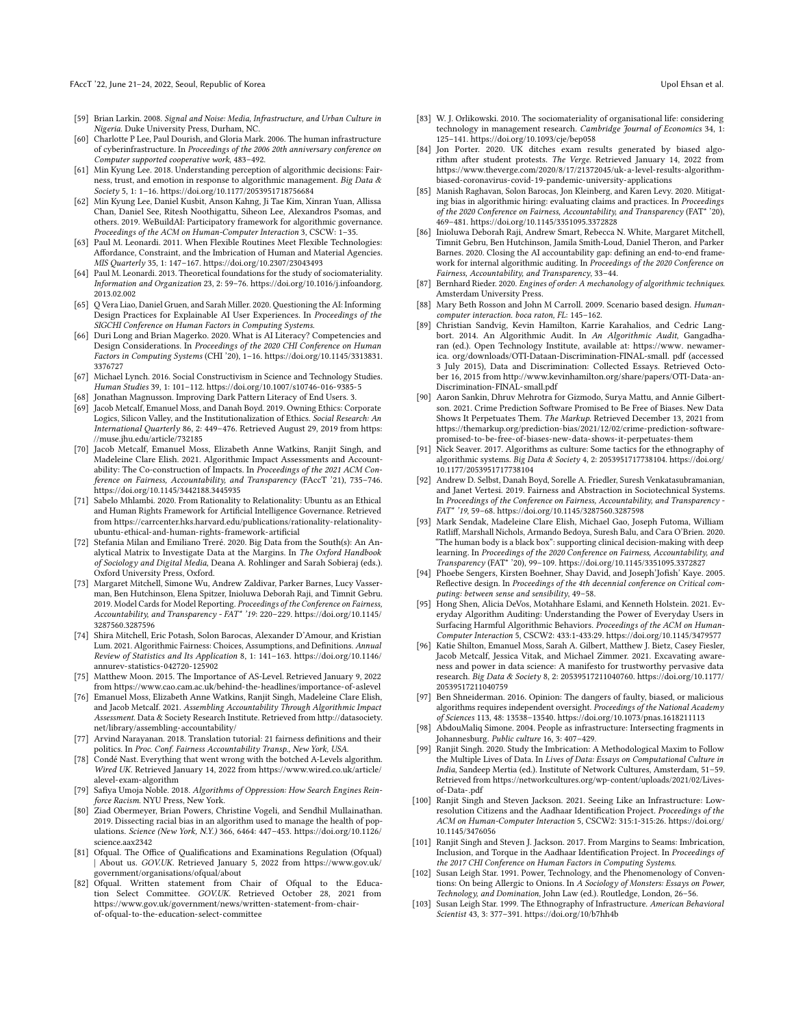- [59] Brian Larkin. 2008. *Signal and Noise: Media, Infrastructure, and Urban Culture in Nigeria*. Duke University Press, Durham, NC.
- [60] Charlotte P Lee, Paul Dourish, and Gloria Mark. 2006. The human infrastructure of cyberinfrastructure. In *Proceedings of the 2006 20th anniversary conference on Computer supported cooperative work*, 483–492.
- [61] Min Kyung Lee. 2018. Understanding perception of algorithmic decisions: Fairness, trust, and emotion in response to algorithmic management. *Big Data & Society* 5, 1: 1–16. https://doi.org/10.1177/2053951718756684
- [62] Min Kyung Lee, Daniel Kusbit, Anson Kahng, Ji Tae Kim, Xinran Yuan, Allissa Chan, Daniel See, Ritesh Noothigattu, Siheon Lee, Alexandros Psomas, and others. 2019. WeBuildAI: Participatory framework for algorithmic governance. *Proceedings of the ACM on Human-Computer Interaction* 3, CSCW: 1–35.
- [63] Paul M. Leonardi. 2011. When Flexible Routines Meet Flexible Technologies: Affordance, Constraint, and the Imbrication of Human and Material Agencies. *MIS Quarterly* 35, 1: 147–167. https://doi.org/10.2307/23043493
- [64] Paul M. Leonardi. 2013. Theoretical foundations for the study of sociomateriality. *Information and Organization* 23, 2: 59–76. https://doi.org/10.1016/j.infoandorg.2013.02.002
- [65] Q Vera Liao, Daniel Gruen, and Sarah Miller. 2020. Questioning the AI: Informing Design Practices for Explainable AI User Experiences. In *Proceedings of the SIGCHI Conference on Human Factors in Computing Systems*.
- [66] Duri Long and Brian Magerko. 2020. What is AI Literacy? Competencies and Design Considerations. In *Proceedings of the 2020 CHI Conference on Human Factors in Computing Systems* (CHI '20), 1–16. https://doi.org/10.1145/3313831.3376727
- [67] Michael Lynch. 2016. Social Constructivism in Science and Technology Studies. *Human Studies* 39, 1: 101–112. https://doi.org/10.1007/s10746-016-9385-5
- [68] Jonathan Magnusson. Improving Dark Pattern Literacy of End Users. 3.
- [69] Jacob Metcalf, Emanuel Moss, and Danah Boyd. 2019. Owning Ethics: Corporate Logics, Silicon Valley, and the Institutionalization of Ethics. *Social Research: An International Quarterly* 86, 2: 449–476. Retrieved August 29, 2019 from https://muse.jhu.edu/article/732185
- [70] Jacob Metcalf, Emanuel Moss, Elizabeth Anne Watkins, Ranjit Singh, and Madeleine Clare Elish. 2021. Algorithmic Impact Assessments and Accountability: The Co-construction of Impacts. In *Proceedings of the 2021 ACM Conference on Fairness, Accountability, and Transparency* (FAccT '21), 735–746. https://doi.org/10.1145/3442188.3445935
- [71] Sabelo Mhlambi. 2020. From Rationality to Relationality: Ubuntu as an Ethical and Human Rights Framework for Artificial Intelligence Governance. Retrieved from https://carrcenter.hks.harvard.edu/publications/rationality-relationality-ubuntu-ethical-and-human-rights-framework-artificial
- [72] Stefania Milan and Emiliano Treré. 2020. Big Data from the South(s): An Analytical Matrix to Investigate Data at the Margins. In *The Oxford Handbook of Sociology and Digital Media*, Deana A. Rohlinger and Sarah Sobieraj (eds.). Oxford University Press, Oxford.
- [73] Margaret Mitchell, Simone Wu, Andrew Zaldivar, Parker Barnes, Lucy Vasserman, Ben Hutchinson, Elena Spitzer, Inioluwa Deborah Raji, and Timnit Gebru. 2019. Model Cards for Model Reporting. *Proceedings of the Conference on Fairness, Accountability, and Transparency - FAT\* '19*: 220–229. https://doi.org/10.1145/3287560.3287596
- [74] Shira Mitchell, Eric Potash, Solon Barocas, Alexander D'Amour, and Kristian Lum. 2021. Algorithmic Fairness: Choices, Assumptions, and Definitions. *Annual Review of Statistics and Its Application* 8, 1: 141–163. https://doi.org/10.1146/annurev-statistics-042720-125902
- [75] Matthew Moon. 2015. The Importance of AS-Level. Retrieved January 9, 2022 from https://www.cao.cam.ac.uk/behind-the-headlines/importance-of-aslevel
- [76] Emanuel Moss, Elizabeth Anne Watkins, Ranjit Singh, Madeleine Clare Elish, and Jacob Metcalf. 2021. *Assembling Accountability Through Algorithmic Impact Assessment*. Data & Society Research Institute. Retrieved from http://datasociety.net/library/assembling-accountability/
- [77] Arvind Narayanan. 2018. Translation tutorial: 21 fairness definitions and their politics. In *Proc. Conf. Fairness Accountability Transp., New York, USA*.
- [78] Condé Nast. Everything that went wrong with the botched A-Levels algorithm. *Wired UK*. Retrieved January 14, 2022 from https://www.wired.co.uk/article/alevel-exam-algorithm
- [79] Safiya Umoja Noble. 2018. *Algorithms of Oppression: How Search Engines Reinforce Racism*. NYU Press, New York.
- [80] Ziad Obermeyer, Brian Powers, Christine Vogeli, and Sendhil Mullainathan. 2019. Dissecting racial bias in an algorithm used to manage the health of populations. *Science (New York, N.Y.)* 366, 6464: 447–453. https://doi.org/10.1126/science.aax2342
- [81] Ofqual. The Office of Qualifications and Examinations Regulation (Ofqual) | About us. *GOV.UK*. Retrieved January 5, 2022 from https://www.gov.uk/government/organisations/ofqual/about
- [82] Ofqual. Written statement from Chair of Ofqual to the Education Select Committee. *GOV.UK*. Retrieved October 28, 2021 from https://www.gov.uk/government/news/written-statement-from-chair-of-ofqual-to-the-education-select-committee
- [83] W. J. Orlikowski. 2010. The sociomateriality of organisational life: considering technology in management research. *Cambridge Journal of Economics* 34, 1: 125–141. https://doi.org/10.1093/cje/bep058
- [84] Jon Porter. 2020. UK ditches exam results generated by biased algorithm after student protests. *The Verge*. Retrieved January 14, 2022 from https://www.theverge.com/2020/8/17/21372045/uk-a-level-results-algorithm-biased-coronavirus-covid-19-pandemic-university-applications
- [85] Manish Raghavan, Solon Barocas, Jon Kleinberg, and Karen Levy. 2020. Mitigating bias in algorithmic hiring: evaluating claims and practices. In *Proceedings of the 2020 Conference on Fairness, Accountability, and Transparency* (FAT\* '20), 469–481. https://doi.org/10.1145/3351095.3372828
- [86] Inioluwa Deborah Raji, Andrew Smart, Rebecca N. White, Margaret Mitchell, Timnit Gebru, Ben Hutchinson, Jamila Smith-Loud, Daniel Theron, and Parker Barnes. 2020. Closing the AI accountability gap: defining an end-to-end framework for internal algorithmic auditing. In *Proceedings of the 2020 Conference on Fairness, Accountability, and Transparency*, 33–44.
- [87] Bernhard Rieder. 2020. *Engines of order: A mechanology of algorithmic techniques*. Amsterdam University Press.
- [88] Mary Beth Rosson and John M Carroll. 2009. Scenario based design. *Human-computer interaction. boca raton, FL*: 145–162.
- [89] Christian Sandvig, Kevin Hamilton, Karrie Karahalios, and Cedric Langbort. 2014. An Algorithmic Audit. In *An Algorithmic Audit*, Gangadharan (ed.). Open Technology Institute, available at: https://www.newamerica.org/downloads/OTI-Dataan-Discrimination-FINAL-small. pdf (accessed 3 July 2015), Data and Discrimination: Collected Essays. Retrieved October 16, 2015 from http://www.kevinhamilton.org/share/papers/OTI-Data-an-Discrimination-FINAL-small.pdf
- [90] Aaron Sankin, Dhruv Mehrotra for Gizmodo, Surya Mattu, and Annie Gilbertson. 2021. Crime Prediction Software Promised to Be Free of Biases. New Data Shows It Perpetuates Them. *The Markup*. Retrieved December 13, 2021 from https://themarkup.org/prediction-bias/2021/12/02/crime-prediction-software-promised-to-be-free-of-biases-new-data-shows-it-perpetuates-them
- [91] Nick Seaver. 2017. Algorithms as culture: Some tactics for the ethnography of algorithmic systems. *Big Data & Society* 4, 2: 2053951717738104. https://doi.org/10.1177/2053951717738104
- [92] Andrew D. Selbst, Danah Boyd, Sorelle A. Friedler, Suresh Venkatasubramanian, and Janet Vertesi. 2019. Fairness and Abstraction in Sociotechnical Systems. In *Proceedings of the Conference on Fairness, Accountability, and Transparency - FAT\* '19*, 59–68. https://doi.org/10.1145/3287560.3287598
- [93] Mark Sendak, Madeleine Clare Elish, Michael Gao, Joseph Futoma, William Ratliff, Marshall Nichols, Armando Bedoya, Suresh Balu, and Cara O'Brien. 2020. "The human body is a black box": supporting clinical decision-making with deep learning. In *Proceedings of the 2020 Conference on Fairness, Accountability, and Transparency* (FAT\* '20), 99–109. https://doi.org/10.1145/3351095.3372827
- [94] Phoebe Sengers, Kirsten Boehner, Shay David, and Joseph'Jofish' Kaye. 2005. Reflective design. In *Proceedings of the 4th decennial conference on Critical computing: between sense and sensibility*, 49–58.
- [95] Hong Shen, Alicia DeVos, Motahhare Eslami, and Kenneth Holstein. 2021. Everyday Algorithm Auditing: Understanding the Power of Everyday Users in Surfacing Harmful Algorithmic Behaviors. *Proceedings of the ACM on Human-Computer Interaction* 5, CSCW2: 433:1-433:29. https://doi.org/10.1145/3479577
- [96] Katie Shilton, Emanuel Moss, Sarah A. Gilbert, Matthew J. Bietz, Casey Fiesler, Jacob Metcalf, Jessica Vitak, and Michael Zimmer. 2021. Excavating awareness and power in data science: A manifesto for trustworthy pervasive data research. *Big Data & Society* 8, 2: 20539517211040760. https://doi.org/10.1177/20539517211040759
- [97] Ben Shneiderman. 2016. Opinion: The dangers of faulty, biased, or malicious algorithms requires independent oversight. *Proceedings of the National Academy of Sciences* 113, 48: 13538–13540. https://doi.org/10.1073/pnas.1618211113
- [98] AbdouMaliq Simone. 2004. People as infrastructure: Intersecting fragments in Johannesburg. *Public culture* 16, 3: 407–429.
- [99] Ranjit Singh. 2020. Study the Imbrication: A Methodological Maxim to Follow the Multiple Lives of Data. In *Lives of Data: Essays on Computational Culture in India*, Sandeep Mertia (ed.). Institute of Network Cultures, Amsterdam, 51–59. Retrieved from https://networkcultures.org/wp-content/uploads/2021/02/Lives-of-Data-.pdf
- [100] Ranjit Singh and Steven Jackson. 2021. Seeing Like an Infrastructure: Low-resolution Citizens and the Aadhaar Identification Project. *Proceedings of the ACM on Human-Computer Interaction* 5, CSCW2: 315:1-315:26. https://doi.org/10.1145/3476056
- [101] Ranjit Singh and Steven J. Jackson. 2017. From Margins to Seams: Imbrication, Inclusion, and Torque in the Aadhaar Identification Project. In *Proceedings of the 2017 CHI Conference on Human Factors in Computing Systems*.
- [102] Susan Leigh Star. 1991. Power, Technology, and the Phenomenology of Conventions: On being Allergic to Onions. In *A Sociology of Monsters: Essays on Power, Technology, and Domination*, John Law (ed.). Routledge, London, 26–56.
- [103] Susan Leigh Star. 1999. The Ethnography of Infrastructure. *American Behavioral Scientist* 43, 3: 377–391. https://doi.org/10/b7hh4b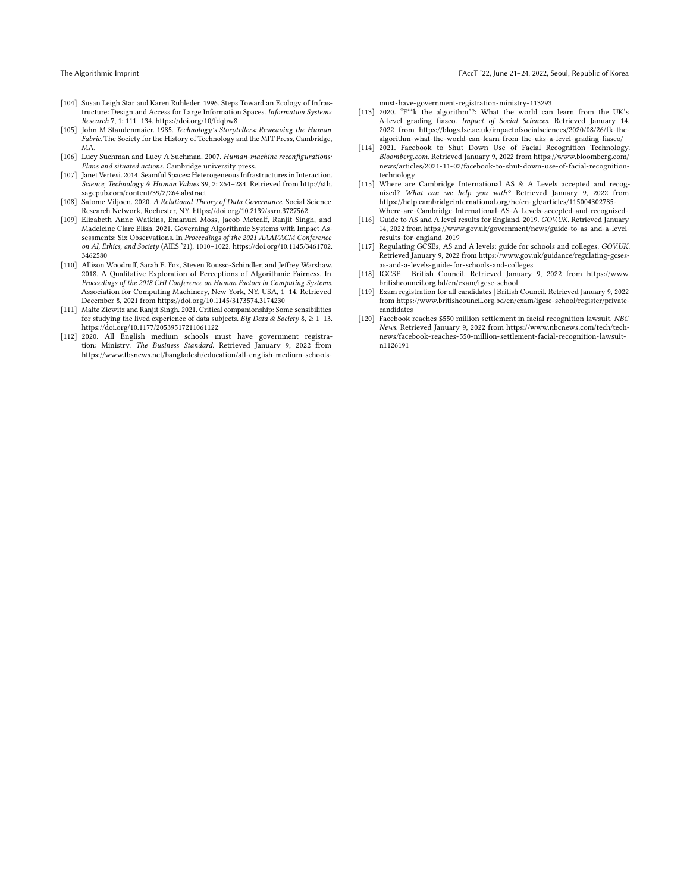- [104] Susan Leigh Star and Karen Ruhleder. 1996. Steps Toward an Ecology of Infrastructure: Design and Access for Large Information Spaces. *Information Systems Research* 7, 1: 111–134. https://doi.org/10/fdqbw8
- [105] John M Staudenmaier. 1985. *Technology's Storytellers: Reweaving the Human Fabric*. The Society for the History of Technology and the MIT Press, Cambridge, MA.
- [106] Lucy Suchman and Lucy A Suchman. 2007. *Human-machine reconfigurations: Plans and situated actions*. Cambridge university press.
- [107] Janet Vertesi. 2014. Seamful Spaces: Heterogeneous Infrastructures in Interaction. *Science, Technology & Human Values* 39, 2: 264–284. Retrieved from http://sth.sagepub.com/content/39/2/264.abstract
- [108] Salome Viljoen. 2020. *A Relational Theory of Data Governance*. Social Science Research Network, Rochester, NY. https://doi.org/10.2139/ssrn.3727562
- [109] Elizabeth Anne Watkins, Emanuel Moss, Jacob Metcalf, Ranjit Singh, and Madeleine Clare Elish. 2021. Governing Algorithmic Systems with Impact Assessments: Six Observations. In *Proceedings of the 2021 AAAI/ACM Conference on AI, Ethics, and Society* (AIES '21), 1010–1022. https://doi.org/10.1145/3461702.3462580
- [110] Allison Woodruff, Sarah E. Fox, Steven Rousso-Schindler, and Jeffrey Warshaw. 2018. A Qualitative Exploration of Perceptions of Algorithmic Fairness. In *Proceedings of the 2018 CHI Conference on Human Factors in Computing Systems*. Association for Computing Machinery, New York, NY, USA, 1–14. Retrieved December 8, 2021 from https://doi.org/10.1145/3173574.3174230
- [111] Malte Ziewitz and Ranjit Singh. 2021. Critical companionship: Some sensibilities for studying the lived experience of data subjects. *Big Data & Society* 8, 2: 1–13. https://doi.org/10.1177/20539517211061122
- [112] 2020. All English medium schools must have government registration: Ministry. *The Business Standard*. Retrieved January 9, 2022 from https://www.tbsnews.net/bangladesh/education/all-english-medium-schools-must-have-government-registration-ministry-113293
- [113] 2020. "F**k the algorithm"?: What the world can learn from the UK's A-level grading fiasco. *Impact of Social Sciences*. Retrieved January 14, 2022 from https://blogs.lse.ac.uk/impactofsocialsciences/2020/08/26/fk-the-algorithm-what-the-world-can-learn-from-the-uks-a-level-grading-fiasco/
- [114] 2021. Facebook to Shut Down Use of Facial Recognition Technology. *Bloomberg.com*. Retrieved January 9, 2022 from https://www.bloomberg.com/news/articles/2021-11-02/facebook-to-shut-down-use-of-facial-recognition-technology
- [115] Where are Cambridge International AS & A Levels accepted and recognised? *What can we help you with?* Retrieved January 9, 2022 from https://help.cambridgeinternational.org/hc/en-gb/articles/115004302785-Where-are-Cambridge-International-AS-A-Levels-accepted-and-recognised-
- [116] Guide to AS and A level results for England, 2019. *GOV.UK*. Retrieved January 14, 2022 from https://www.gov.uk/government/news/guide-to-as-and-a-level-results-for-england-2019
- [117] Regulating GCSEs, AS and A levels: guide for schools and colleges. *GOV.UK*. Retrieved January 9, 2022 from https://www.gov.uk/guidance/regulating-gcses-as-and-a-levels-guide-for-schools-and-colleges
- [118] IGCSE | British Council. Retrieved January 9, 2022 from https://www.britishcouncil.org.bd/en/exam/igcse-school
- [119] Exam registration for all candidates | British Council. Retrieved January 9, 2022 from https://www.britishcouncil.org.bd/en/exam/igcse-school/register/private-candidates
- [120] Facebook reaches $550 million settlement in facial recognition lawsuit. *NBC News*. Retrieved January 9, 2022 from https://www.nbcnews.com/tech/tech-news/facebook-reaches-550-million-settlement-facial-recognition-lawsuit-n1126191